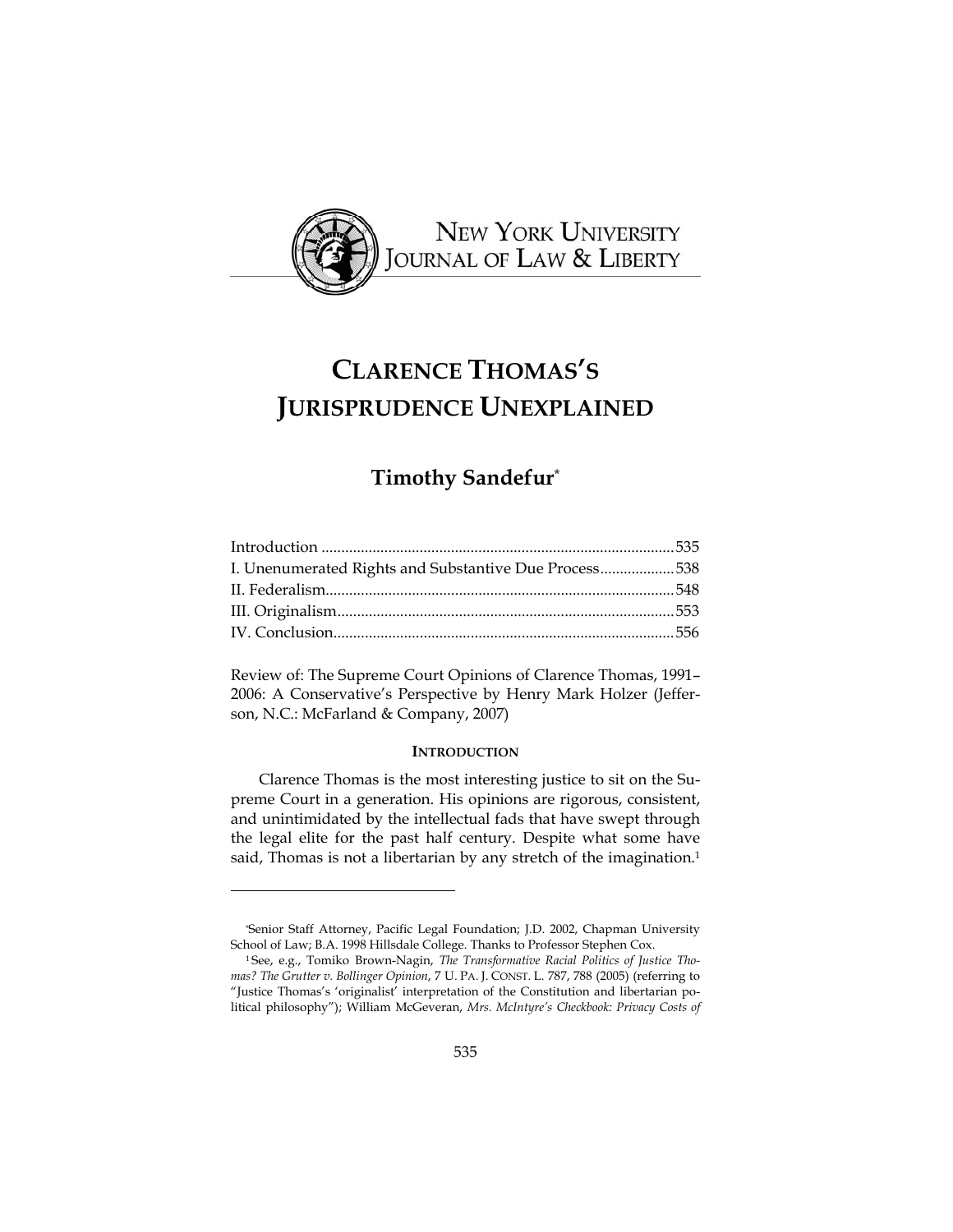NEW YORK UNIVERSITY JOURNAL OF LAW & LIBERTY

# CLARENCE THOMAS'S JURISPRUDENCE UNEXPLAINED

## Timothy Sandefur*

Introduction ......................................................................................... 535
I. Unenumerated Rights and Substantive Due Process................... 538
II. Federalism......................................................................................... 548
III. Originalism...................................................................................... 553
IV. Conclusion....................................................................................... 556

Review of: The Supreme Court Opinions of Clarence Thomas, 1991–2006: A Conservative's Perspective by Henry Mark Holzer (Jefferson, N.C.: McFarland & Company, 2007)

### INTRODUCTION

Clarence Thomas is the most interesting justice to sit on the Supreme Court in a generation. His opinions are rigorous, consistent, and unintimidated by the intellectual fads that have swept through the legal elite for the past half century. Despite what some have said, Thomas is not a libertarian by any stretch of the imagination.[1]

---

*Senior Staff Attorney, Pacific Legal Foundation; J.D. 2002, Chapman University School of Law; B.A. 1998 Hillsdale College. Thanks to Professor Stephen Cox.

[1] See, e.g., Tomiko Brown-Nagin, *The Transformative Racial Politics of Justice Thomas? The Grutter v. Bollinger Opinion*, 7 U. PA. J. CONST. L. 787, 788 (2005) (referring to "Justice Thomas's 'originalist' interpretation of the Constitution and libertarian political philosophy"); William McGeveran, *Mrs. McIntyre's Checkbook: Privacy Costs of*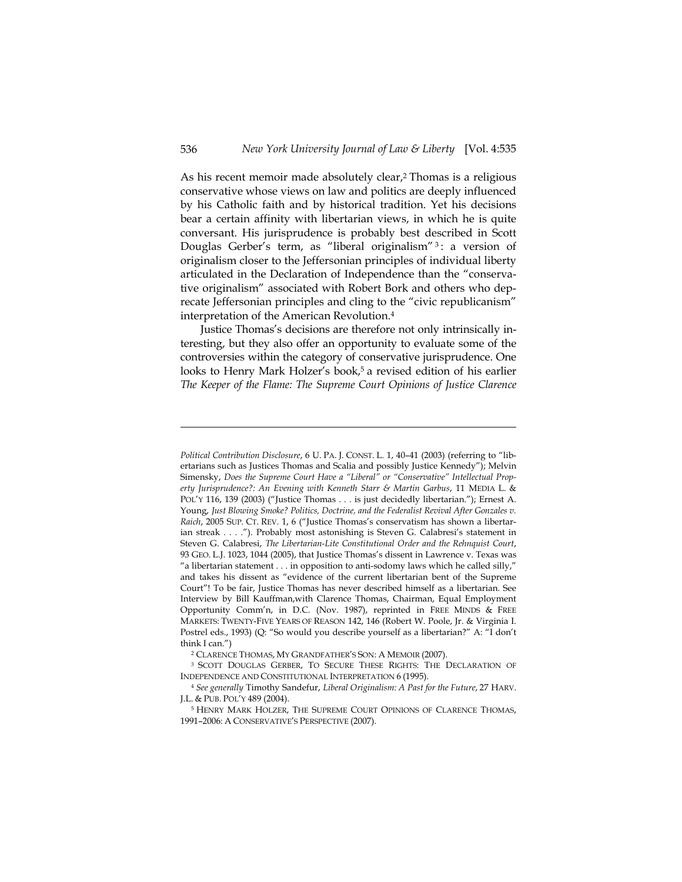As his recent memoir made absolutely clear,[2] Thomas is a religious conservative whose views on law and politics are deeply influenced by his Catholic faith and by historical tradition. Yet his decisions bear a certain affinity with libertarian views, in which he is quite conversant. His jurisprudence is probably best described in Scott Douglas Gerber's term, as "liberal originalism"[3]: a version of originalism closer to the Jeffersonian principles of individual liberty articulated in the Declaration of Independence than the "conservative originalism" associated with Robert Bork and others who deprecate Jeffersonian principles and cling to the "civic republicanism" interpretation of the American Revolution.[4]

Justice Thomas's decisions are therefore not only intrinsically interesting, but they also offer an opportunity to evaluate some of the controversies within the category of conservative jurisprudence. One looks to Henry Mark Holzer's book,[5] a revised edition of his earlier *The Keeper of the Flame: The Supreme Court Opinions of Justice Clarence*

---

*Political Contribution Disclosure*, 6 U. PA. J. CONST. L. 1, 40–41 (2003) (referring to "libertarians such as Justices Thomas and Scalia and possibly Justice Kennedy"); Melvin Simensky, *Does the Supreme Court Have a "Liberal" or "Conservative" Intellectual Property Jurisprudence?: An Evening with Kenneth Starr & Martin Garbus*, 11 MEDIA L. & POL'Y 116, 139 (2003) ("Justice Thomas . . . is just decidedly libertarian."); Ernest A. Young, *Just Blowing Smoke? Politics, Doctrine, and the Federalist Revival After Gonzales v. Raich*, 2005 SUP. CT. REV. 1, 6 ("Justice Thomas's conservatism has shown a libertarian streak . . . ."). Probably most astonishing is Steven G. Calabresi's statement in Steven G. Calabresi, *The Libertarian-Lite Constitutional Order and the Rehnquist Court*, 93 GEO. L.J. 1023, 1044 (2005), that Justice Thomas's dissent in Lawrence v. Texas was "a libertarian statement . . . in opposition to anti-sodomy laws which he called silly," and takes his dissent as "evidence of the current libertarian bent of the Supreme Court"! To be fair, Justice Thomas has never described himself as a libertarian. See Interview by Bill Kauffman,with Clarence Thomas, Chairman, Equal Employment Opportunity Comm'n, in D.C. (Nov. 1987), reprinted in FREE MINDS & FREE MARKETS: TWENTY-FIVE YEARS OF REASON 142, 146 (Robert W. Poole, Jr. & Virginia I. Postrel eds., 1993) (Q: "So would you describe yourself as a libertarian?" A: "I don't think I can.")

[2] CLARENCE THOMAS, MY GRANDFATHER'S SON: A MEMOIR (2007).

[3] SCOTT DOUGLAS GERBER, TO SECURE THESE RIGHTS: THE DECLARATION OF INDEPENDENCE AND CONSTITUTIONAL INTERPRETATION 6 (1995).

[4] *See generally* Timothy Sandefur, *Liberal Originalism: A Past for the Future*, 27 HARV. J.L. & PUB. POL'Y 489 (2004).

[5] HENRY MARK HOLZER, THE SUPREME COURT OPINIONS OF CLARENCE THOMAS, 1991–2006: A CONSERVATIVE'S PERSPECTIVE (2007).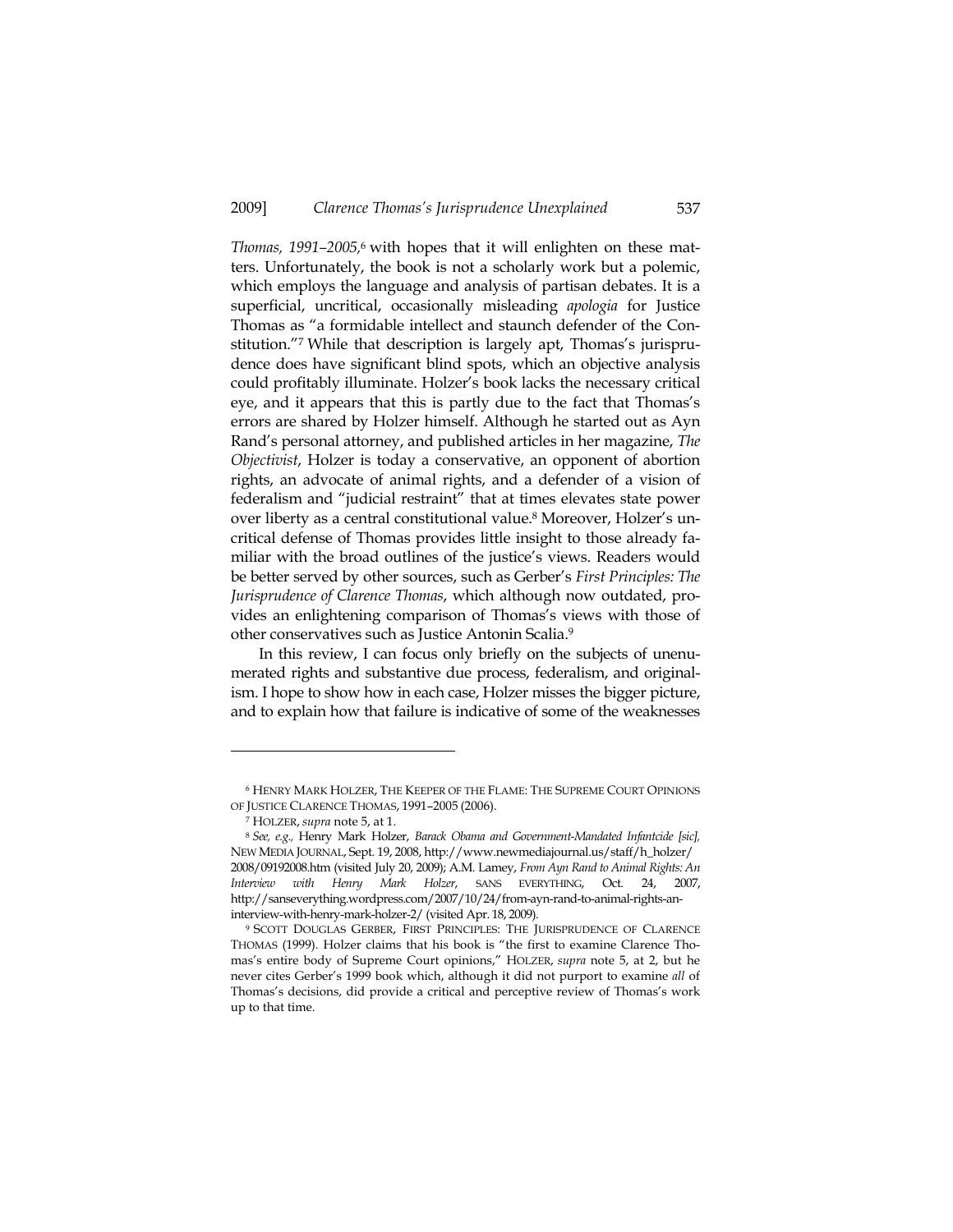*Thomas, 1991–2005*,[6] with hopes that it will enlighten on these matters. Unfortunately, the book is not a scholarly work but a polemic, which employs the language and analysis of partisan debates. It is a superficial, uncritical, occasionally misleading *apologia* for Justice Thomas as "a formidable intellect and staunch defender of the Constitution."[7] While that description is largely apt, Thomas's jurisprudence does have significant blind spots, which an objective analysis could profitably illuminate. Holzer's book lacks the necessary critical eye, and it appears that this is partly due to the fact that Thomas's errors are shared by Holzer himself. Although he started out as Ayn Rand's personal attorney, and published articles in her magazine, *The Objectivist*, Holzer is today a conservative, an opponent of abortion rights, an advocate of animal rights, and a defender of a vision of federalism and "judicial restraint" that at times elevates state power over liberty as a central constitutional value.[8] Moreover, Holzer's uncritical defense of Thomas provides little insight to those already familiar with the broad outlines of the justice's views. Readers would be better served by other sources, such as Gerber's *First Principles: The Jurisprudence of Clarence Thomas*, which although now outdated, provides an enlightening comparison of Thomas's views with those of other conservatives such as Justice Antonin Scalia.[9]

In this review, I can focus only briefly on the subjects of unenumerated rights and substantive due process, federalism, and originalism. I hope to show how in each case, Holzer misses the bigger picture, and to explain how that failure is indicative of some of the weaknesses

---

[6] HENRY MARK HOLZER, THE KEEPER OF THE FLAME: THE SUPREME COURT OPINIONS OF JUSTICE CLARENCE THOMAS, 1991–2005 (2006).

[7] HOLZER, *supra* note 5, at 1.

[8] *See, e.g.,* Henry Mark Holzer, *Barack Obama and Government-Mandated Infantcide [sic]*, NEW MEDIA JOURNAL, Sept. 19, 2008, http://www.newmediajournal.us/staff/h_holzer/2008/09192008.htm (visited July 20, 2009); A.M. Lamey, *From Ayn Rand to Animal Rights: An Interview with Henry Mark Holzer*, SANS EVERYTHING, Oct. 24, 2007, http://sanseverything.wordpress.com/2007/10/24/from-ayn-rand-to-animal-rights-an-interview-with-henry-mark-holzer-2/ (visited Apr. 18, 2009).

[9] SCOTT DOUGLAS GERBER, FIRST PRINCIPLES: THE JURISPRUDENCE OF CLARENCE THOMAS (1999). Holzer claims that his book is "the first to examine Clarence Thomas's entire body of Supreme Court opinions," HOLZER, *supra* note 5, at 2, but he never cites Gerber's 1999 book which, although it did not purport to examine *all* of Thomas's decisions, did provide a critical and perceptive review of Thomas's work up to that time.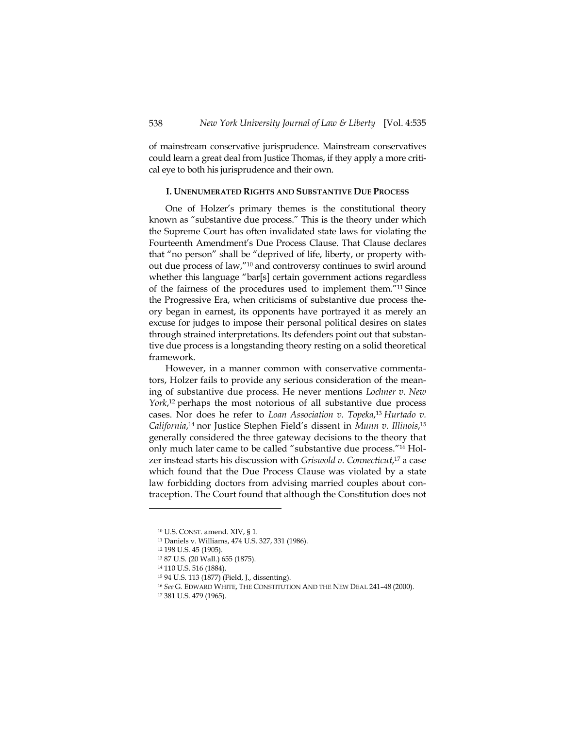of mainstream conservative jurisprudence. Mainstream conservatives could learn a great deal from Justice Thomas, if they apply a more critical eye to both his jurisprudence and their own.

## I. UNENUMERATED RIGHTS AND SUBSTANTIVE DUE PROCESS

One of Holzer's primary themes is the constitutional theory known as "substantive due process." This is the theory under which the Supreme Court has often invalidated state laws for violating the Fourteenth Amendment's Due Process Clause. That Clause declares that "no person" shall be "deprived of life, liberty, or property without due process of law,"[10] and controversy continues to swirl around whether this language "bar[s] certain government actions regardless of the fairness of the procedures used to implement them."[11] Since the Progressive Era, when criticisms of substantive due process theory began in earnest, its opponents have portrayed it as merely an excuse for judges to impose their personal political desires on states through strained interpretations. Its defenders point out that substantive due process is a longstanding theory resting on a solid theoretical framework.

However, in a manner common with conservative commentators, Holzer fails to provide any serious consideration of the meaning of substantive due process. He never mentions *Lochner v. New York*,[12] perhaps the most notorious of all substantive due process cases. Nor does he refer to *Loan Association v. Topeka*,[13] *Hurtado v. California*,[14] nor Justice Stephen Field's dissent in *Munn v. Illinois*,[15] generally considered the three gateway decisions to the theory that only much later came to be called "substantive due process."[16] Holzer instead starts his discussion with *Griswold v. Connecticut*,[17] a case which found that the Due Process Clause was violated by a state law forbidding doctors from advising married couples about contraception. The Court found that although the Constitution does not

---

[10] U.S. CONST. amend. XIV, § 1.

[11] Daniels v. Williams, 474 U.S. 327, 331 (1986).

[12] 198 U.S. 45 (1905).

[13] 87 U.S. (20 Wall.) 655 (1875).

[14] 110 U.S. 516 (1884).

[15] 94 U.S. 113 (1877) (Field, J., dissenting).

[16] *See* G. EDWARD WHITE, THE CONSTITUTION AND THE NEW DEAL 241–48 (2000).

[17] 381 U.S. 479 (1965).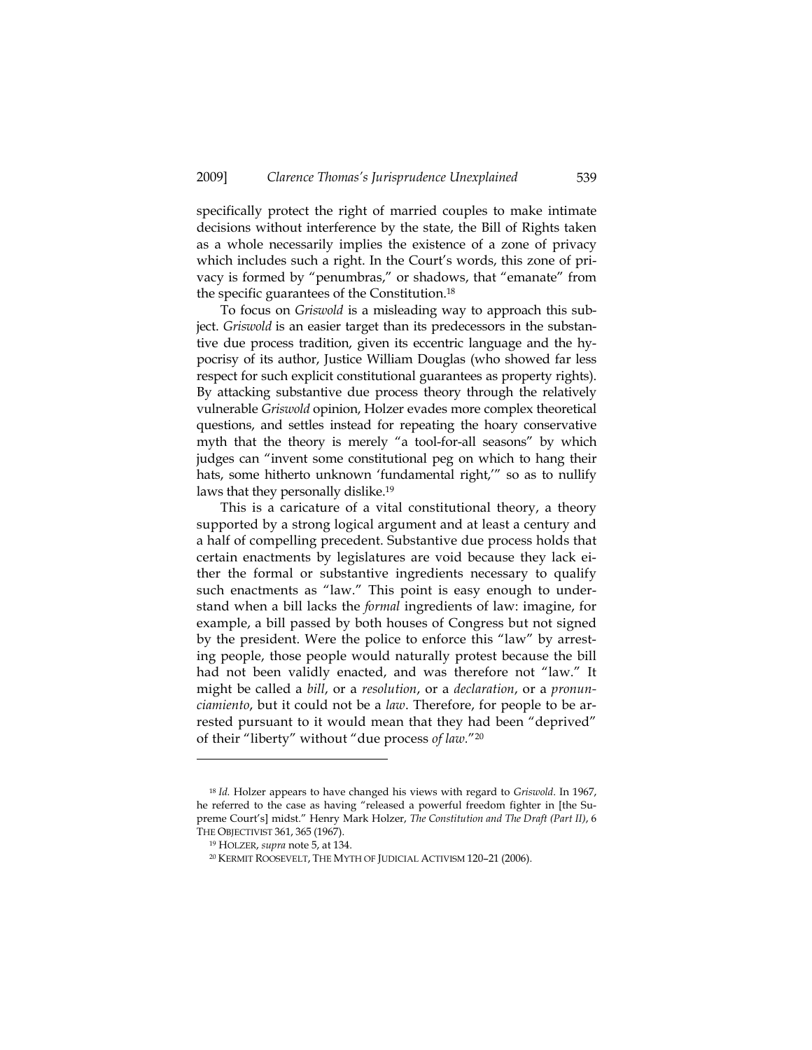specifically protect the right of married couples to make intimate decisions without interference by the state, the Bill of Rights taken as a whole necessarily implies the existence of a zone of privacy which includes such a right. In the Court's words, this zone of privacy is formed by "penumbras," or shadows, that "emanate" from the specific guarantees of the Constitution.[18]

To focus on *Griswold* is a misleading way to approach this subject. *Griswold* is an easier target than its predecessors in the substantive due process tradition, given its eccentric language and the hypocrisy of its author, Justice William Douglas (who showed far less respect for such explicit constitutional guarantees as property rights). By attacking substantive due process theory through the relatively vulnerable *Griswold* opinion, Holzer evades more complex theoretical questions, and settles instead for repeating the hoary conservative myth that the theory is merely "a tool-for-all seasons" by which judges can "invent some constitutional peg on which to hang their hats, some hitherto unknown 'fundamental right,'" so as to nullify laws that they personally dislike.[19]

This is a caricature of a vital constitutional theory, a theory supported by a strong logical argument and at least a century and a half of compelling precedent. Substantive due process holds that certain enactments by legislatures are void because they lack either the formal or substantive ingredients necessary to qualify such enactments as "law." This point is easy enough to understand when a bill lacks the *formal* ingredients of law: imagine, for example, a bill passed by both houses of Congress but not signed by the president. Were the police to enforce this "law" by arresting people, those people would naturally protest because the bill had not been validly enacted, and was therefore not "law." It might be called a *bill*, or a *resolution*, or a *declaration*, or a *pronunciamiento*, but it could not be a *law*. Therefore, for people to be arrested pursuant to it would mean that they had been "deprived" of their "liberty" without "due process *of law*."[20]

---

[18] *Id.* Holzer appears to have changed his views with regard to *Griswold*. In 1967, he referred to the case as having "released a powerful freedom fighter in [the Supreme Court's] midst." Henry Mark Holzer, *The Constitution and The Draft (Part II)*, 6 THE OBJECTIVIST 361, 365 (1967).

[19] HOLZER, *supra* note 5, at 134.

[20] KERMIT ROOSEVELT, THE MYTH OF JUDICIAL ACTIVISM 120–21 (2006).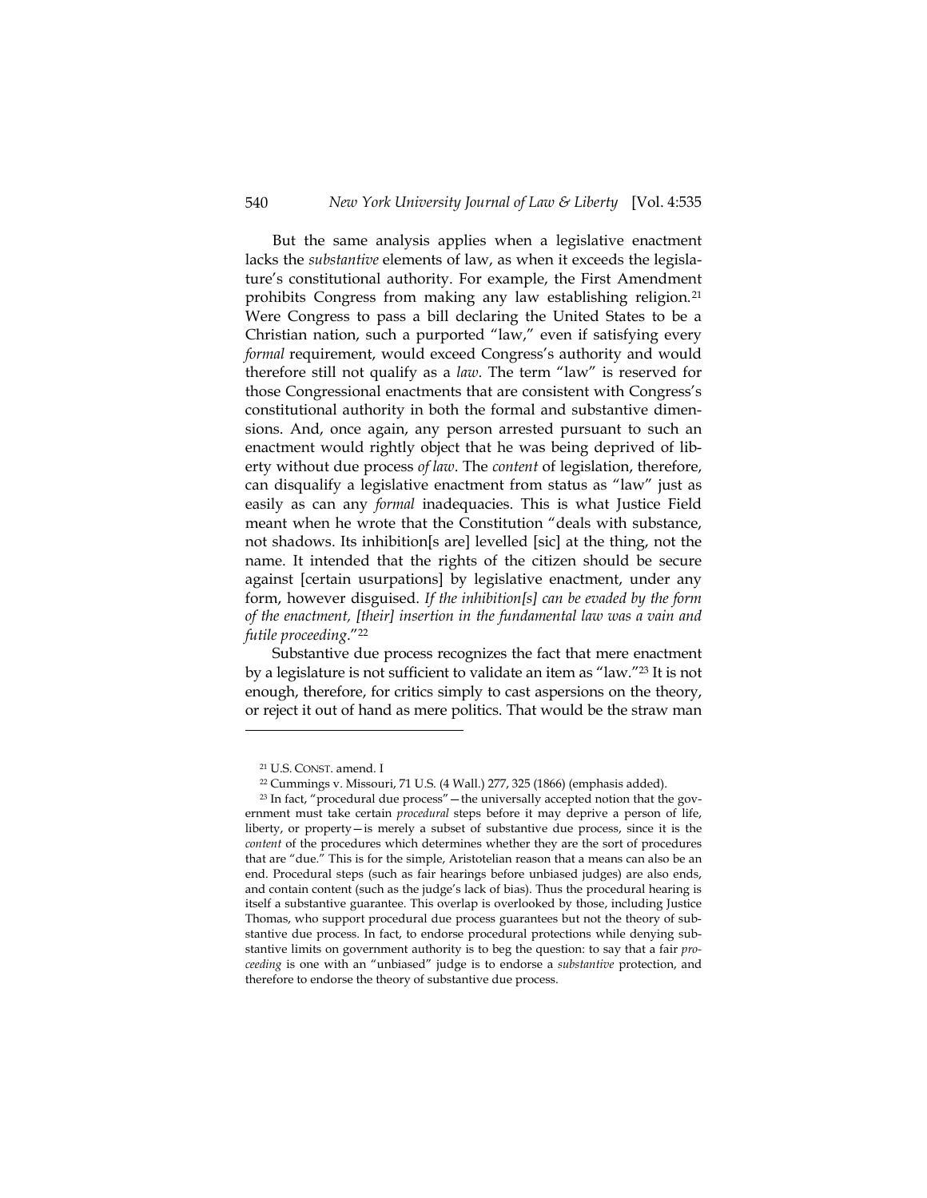But the same analysis applies when a legislative enactment lacks the *substantive* elements of law, as when it exceeds the legislature's constitutional authority. For example, the First Amendment prohibits Congress from making any law establishing religion.[21] Were Congress to pass a bill declaring the United States to be a Christian nation, such a purported "law," even if satisfying every *formal* requirement, would exceed Congress's authority and would therefore still not qualify as a *law*. The term "law" is reserved for those Congressional enactments that are consistent with Congress's constitutional authority in both the formal and substantive dimensions. And, once again, any person arrested pursuant to such an enactment would rightly object that he was being deprived of liberty without due process *of law*. The *content* of legislation, therefore, can disqualify a legislative enactment from status as "law" just as easily as can any *formal* inadequacies. This is what Justice Field meant when he wrote that the Constitution "deals with substance, not shadows. Its inhibition[s are] levelled [sic] at the thing, not the name. It intended that the rights of the citizen should be secure against [certain usurpations] by legislative enactment, under any form, however disguised. *If the inhibition[s] can be evaded by the form of the enactment, [their] insertion in the fundamental law was a vain and futile proceeding*."[22]

Substantive due process recognizes the fact that mere enactment by a legislature is not sufficient to validate an item as "law."[23] It is not enough, therefore, for critics simply to cast aspersions on the theory, or reject it out of hand as mere politics. That would be the straw man

---

[21] U.S. CONST. amend. I

[22] Cummings v. Missouri, 71 U.S. (4 Wall.) 277, 325 (1866) (emphasis added).

[23] In fact, "procedural due process"—the universally accepted notion that the government must take certain *procedural* steps before it may deprive a person of life, liberty, or property—is merely a subset of substantive due process, since it is the *content* of the procedures which determines whether they are the sort of procedures that are "due." This is for the simple, Aristotelian reason that a means can also be an end. Procedural steps (such as fair hearings before unbiased judges) are also ends, and contain content (such as the judge's lack of bias). Thus the procedural hearing is itself a substantive guarantee. This overlap is overlooked by those, including Justice Thomas, who support procedural due process guarantees but not the theory of substantive due process. In fact, to endorse procedural protections while denying substantive limits on government authority is to beg the question: to say that a fair *proceeding* is one with an "unbiased" judge is to endorse a *substantive* protection, and therefore to endorse the theory of substantive due process.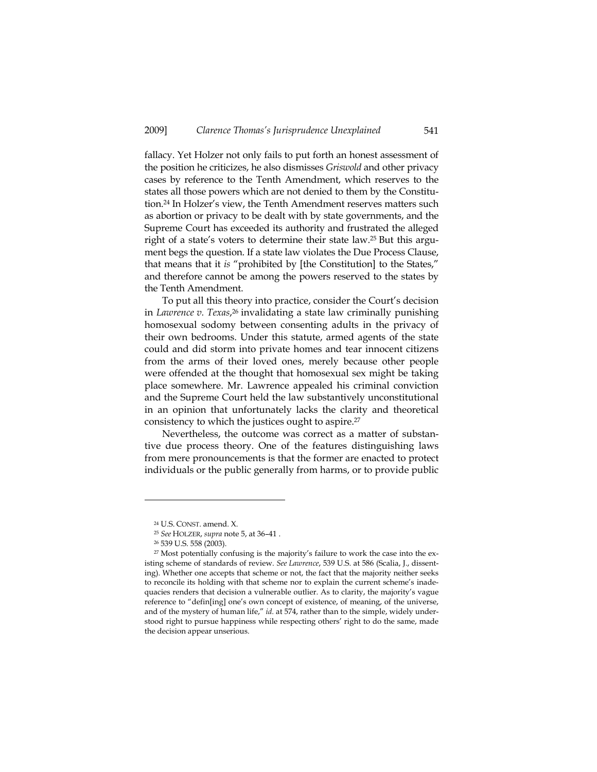fallacy. Yet Holzer not only fails to put forth an honest assessment of the position he criticizes, he also dismisses *Griswold* and other privacy cases by reference to the Tenth Amendment, which reserves to the states all those powers which are not denied to them by the Constitution.[24] In Holzer's view, the Tenth Amendment reserves matters such as abortion or privacy to be dealt with by state governments, and the Supreme Court has exceeded its authority and frustrated the alleged right of a state's voters to determine their state law.[25] But this argument begs the question. If a state law violates the Due Process Clause, that means that it *is* "prohibited by [the Constitution] to the States," and therefore cannot be among the powers reserved to the states by the Tenth Amendment.

To put all this theory into practice, consider the Court's decision in *Lawrence v. Texas*,[26] invalidating a state law criminally punishing homosexual sodomy between consenting adults in the privacy of their own bedrooms. Under this statute, armed agents of the state could and did storm into private homes and tear innocent citizens from the arms of their loved ones, merely because other people were offended at the thought that homosexual sex might be taking place somewhere. Mr. Lawrence appealed his criminal conviction and the Supreme Court held the law substantively unconstitutional in an opinion that unfortunately lacks the clarity and theoretical consistency to which the justices ought to aspire.[27]

Nevertheless, the outcome was correct as a matter of substantive due process theory. One of the features distinguishing laws from mere pronouncements is that the former are enacted to protect individuals or the public generally from harms, or to provide public

---

[24] U.S. CONST. amend. X.

[25] *See* HOLZER, *supra* note 5, at 36–41 .

[26] 539 U.S. 558 (2003).

[27] Most potentially confusing is the majority's failure to work the case into the existing scheme of standards of review. *See Lawrence*, 539 U.S. at 586 (Scalia, J., dissenting). Whether one accepts that scheme or not, the fact that the majority neither seeks to reconcile its holding with that scheme nor to explain the current scheme's inadequacies renders that decision a vulnerable outlier. As to clarity, the majority's vague reference to "defin[ing] one's own concept of existence, of meaning, of the universe, and of the mystery of human life," *id.* at 574, rather than to the simple, widely understood right to pursue happiness while respecting others' right to do the same, made the decision appear unserious.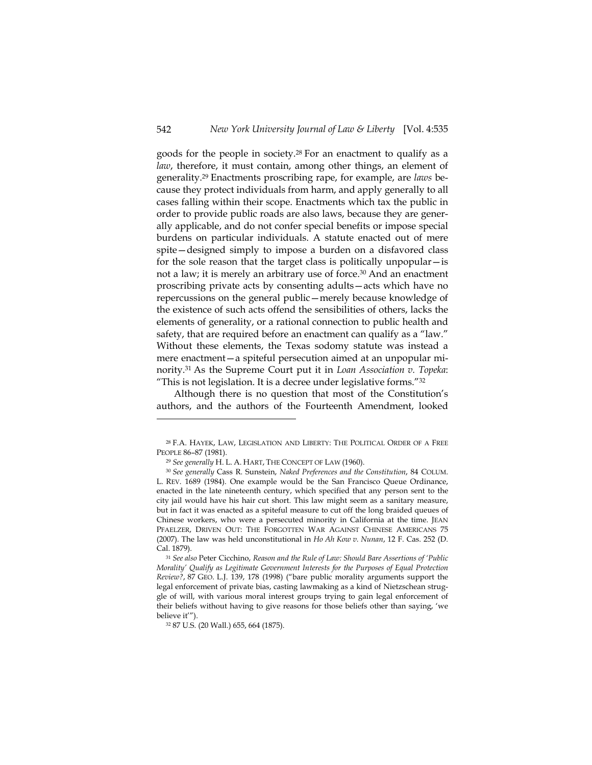goods for the people in society.[28] For an enactment to qualify as a *law*, therefore, it must contain, among other things, an element of generality.[29] Enactments proscribing rape, for example, are *laws* because they protect individuals from harm, and apply generally to all cases falling within their scope. Enactments which tax the public in order to provide public roads are also laws, because they are generally applicable, and do not confer special benefits or impose special burdens on particular individuals. A statute enacted out of mere spite—designed simply to impose a burden on a disfavored class for the sole reason that the target class is politically unpopular—is not a law; it is merely an arbitrary use of force.[30] And an enactment proscribing private acts by consenting adults—acts which have no repercussions on the general public—merely because knowledge of the existence of such acts offend the sensibilities of others, lacks the elements of generality, or a rational connection to public health and safety, that are required before an enactment can qualify as a "law." Without these elements, the Texas sodomy statute was instead a mere enactment—a spiteful persecution aimed at an unpopular minority.[31] As the Supreme Court put it in *Loan Association v. Topeka*: "This is not legislation. It is a decree under legislative forms."[32]

Although there is no question that most of the Constitution's authors, and the authors of the Fourteenth Amendment, looked

---

[28] F.A. HAYEK, LAW, LEGISLATION AND LIBERTY: THE POLITICAL ORDER OF A FREE PEOPLE 86–87 (1981).

[29] *See generally* H. L. A. HART, THE CONCEPT OF LAW (1960).

[30] *See generally* Cass R. Sunstein, *Naked Preferences and the Constitution*, 84 COLUM. L. REV. 1689 (1984). One example would be the San Francisco Queue Ordinance, enacted in the late nineteenth century, which specified that any person sent to the city jail would have his hair cut short. This law might seem as a sanitary measure, but in fact it was enacted as a spiteful measure to cut off the long braided queues of Chinese workers, who were a persecuted minority in California at the time. JEAN PFAELZER, DRIVEN OUT: THE FORGOTTEN WAR AGAINST CHINESE AMERICANS 75 (2007). The law was held unconstitutional in *Ho Ah Kow v. Nunan*, 12 F. Cas. 252 (D. Cal. 1879).

[31] *See also* Peter Cicchino, *Reason and the Rule of Law: Should Bare Assertions of 'Public Morality' Qualify as Legitimate Government Interests for the Purposes of Equal Protection Review?*, 87 GEO. L.J. 139, 178 (1998) ("bare public morality arguments support the legal enforcement of private bias, casting lawmaking as a kind of Nietzschean struggle of will, with various moral interest groups trying to gain legal enforcement of their beliefs without having to give reasons for those beliefs other than saying, 'we believe it'").

[32] 87 U.S. (20 Wall.) 655, 664 (1875).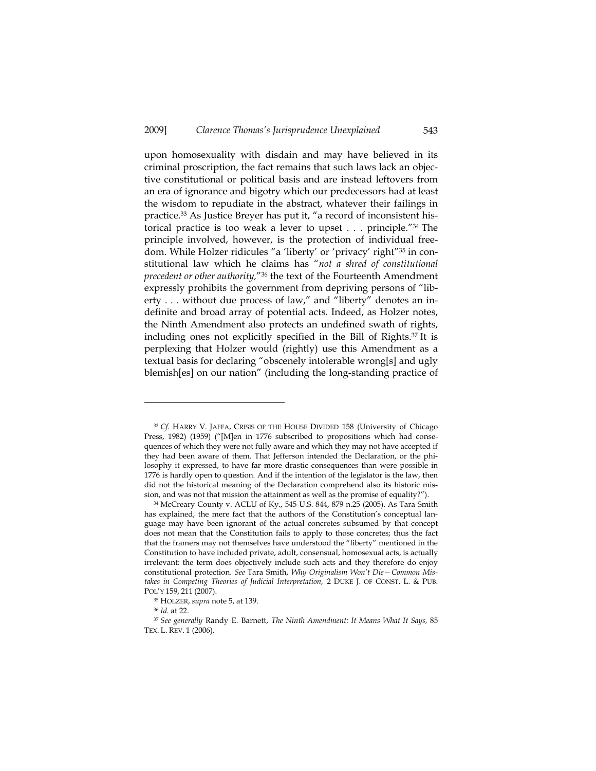upon homosexuality with disdain and may have believed in its criminal proscription, the fact remains that such laws lack an objective constitutional or political basis and are instead leftovers from an era of ignorance and bigotry which our predecessors had at least the wisdom to repudiate in the abstract, whatever their failings in practice.[33] As Justice Breyer has put it, "a record of inconsistent historical practice is too weak a lever to upset . . . principle."[34] The principle involved, however, is the protection of individual freedom. While Holzer ridicules "a 'liberty' or 'privacy' right"[35] in constitutional law which he claims has "*not a shred of constitutional precedent or other authority,*"[36] the text of the Fourteenth Amendment expressly prohibits the government from depriving persons of "liberty . . . without due process of law," and "liberty" denotes an indefinite and broad array of potential acts. Indeed, as Holzer notes, the Ninth Amendment also protects an undefined swath of rights, including ones not explicitly specified in the Bill of Rights.[37] It is perplexing that Holzer would (rightly) use this Amendment as a textual basis for declaring "obscenely intolerable wrong[s] and ugly blemish[es] on our nation" (including the long-standing practice of

---

[33] *Cf.* HARRY V. JAFFA, CRISIS OF THE HOUSE DIVIDED 158 (University of Chicago Press, 1982) (1959) ("[M]en in 1776 subscribed to propositions which had consequences of which they were not fully aware and which they may not have accepted if they had been aware of them. That Jefferson intended the Declaration, or the philosophy it expressed, to have far more drastic consequences than were possible in 1776 is hardly open to question. And if the intention of the legislator is the law, then did not the historical meaning of the Declaration comprehend also its historic mission, and was not that mission the attainment as well as the promise of equality?").

[34] McCreary County v. ACLU of Ky., 545 U.S. 844, 879 n.25 (2005). As Tara Smith has explained, the mere fact that the authors of the Constitution's conceptual language may have been ignorant of the actual concretes subsumed by that concept does not mean that the Constitution fails to apply to those concretes; thus the fact that the framers may not themselves have understood the "liberty" mentioned in the Constitution to have included private, adult, consensual, homosexual acts, is actually irrelevant: the term does objectively include such acts and they therefore do enjoy constitutional protection. *See* Tara Smith, *Why Originalism Won't Die—Common Mistakes in Competing Theories of Judicial Interpretation,* 2 DUKE J. OF CONST. L. & PUB. POL'Y 159, 211 (2007).

[35] HOLZER, *supra* note 5, at 139.

[36] *Id.* at 22.

[37] *See generally* Randy E. Barnett, *The Ninth Amendment: It Means What It Says,* 85 TEX. L. REV. 1 (2006).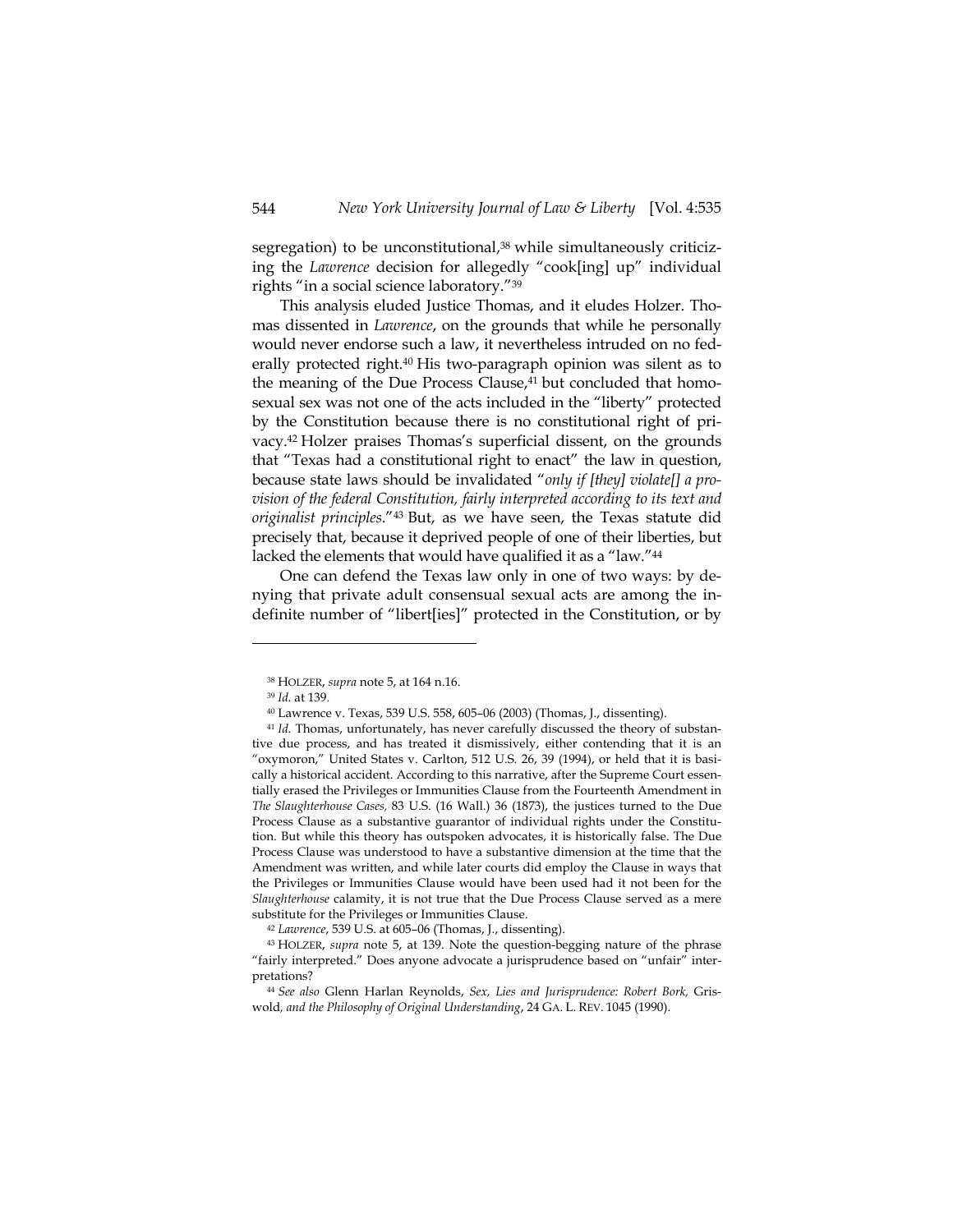segregation) to be unconstitutional,[38] while simultaneously criticizing the *Lawrence* decision for allegedly "cook[ing] up" individual rights "in a social science laboratory."[39]

This analysis eluded Justice Thomas, and it eludes Holzer. Thomas dissented in *Lawrence*, on the grounds that while he personally would never endorse such a law, it nevertheless intruded on no federally protected right.[40] His two-paragraph opinion was silent as to the meaning of the Due Process Clause,[41] but concluded that homosexual sex was not one of the acts included in the "liberty" protected by the Constitution because there is no constitutional right of privacy.[42] Holzer praises Thomas's superficial dissent, on the grounds that "Texas had a constitutional right to enact" the law in question, because state laws should be invalidated "*only if [they] violate[] a provision of the federal Constitution, fairly interpreted according to its text and originalist principles*."[43] But, as we have seen, the Texas statute did precisely that, because it deprived people of one of their liberties, but lacked the elements that would have qualified it as a "law."[44]

One can defend the Texas law only in one of two ways: by denying that private adult consensual sexual acts are among the indefinite number of "libert[ies]" protected in the Constitution, or by

---

[38] HOLZER, *supra* note 5, at 164 n.16.

[39] *Id.* at 139.

[40] Lawrence v. Texas, 539 U.S. 558, 605–06 (2003) (Thomas, J., dissenting).

[41] *Id.* Thomas, unfortunately, has never carefully discussed the theory of substantive due process, and has treated it dismissively, either contending that it is an "oxymoron," United States v. Carlton, 512 U.S. 26, 39 (1994), or held that it is basically a historical accident. According to this narrative, after the Supreme Court essentially erased the Privileges or Immunities Clause from the Fourteenth Amendment in *The Slaughterhouse Cases,* 83 U.S. (16 Wall.) 36 (1873), the justices turned to the Due Process Clause as a substantive guarantor of individual rights under the Constitution. But while this theory has outspoken advocates, it is historically false. The Due Process Clause was understood to have a substantive dimension at the time that the Amendment was written, and while later courts did employ the Clause in ways that the Privileges or Immunities Clause would have been used had it not been for the *Slaughterhouse* calamity, it is not true that the Due Process Clause served as a mere substitute for the Privileges or Immunities Clause.

[42] *Lawrence*, 539 U.S. at 605–06 (Thomas, J., dissenting).

[43] HOLZER, *supra* note 5, at 139. Note the question-begging nature of the phrase "fairly interpreted." Does anyone advocate a jurisprudence based on "unfair" interpretations?

[44] *See also* Glenn Harlan Reynolds, *Sex, Lies and Jurisprudence: Robert Bork,* Griswold*, and the Philosophy of Original Understanding*, 24 GA. L. REV. 1045 (1990).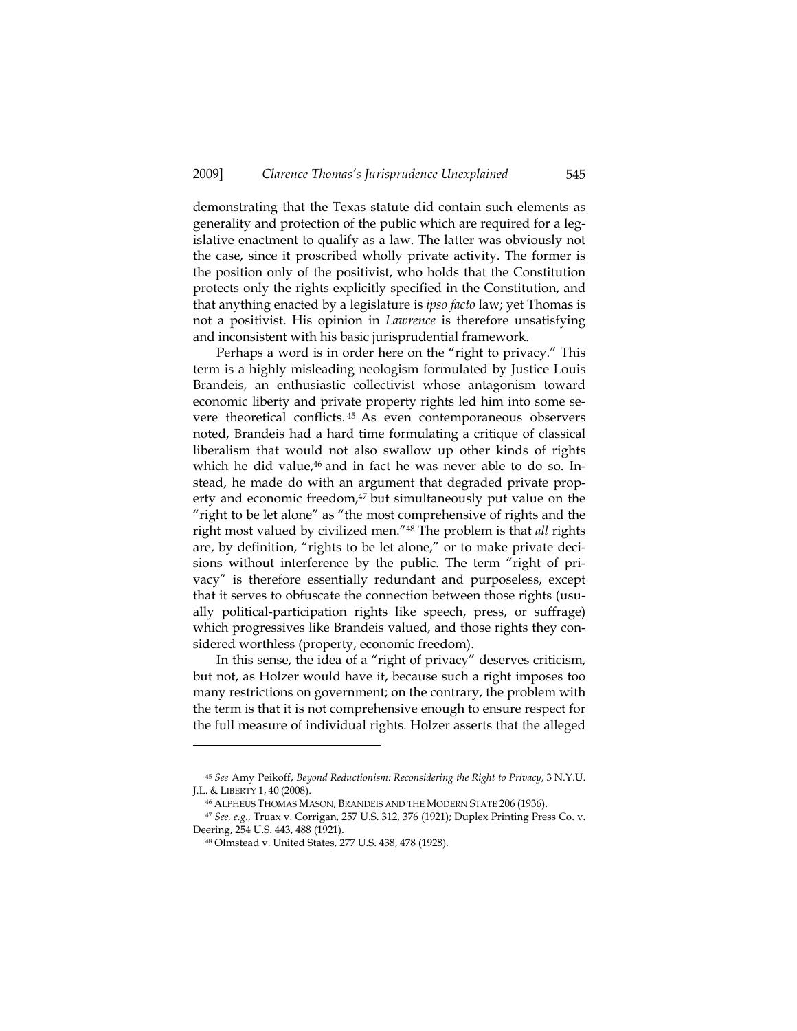demonstrating that the Texas statute did contain such elements as generality and protection of the public which are required for a legislative enactment to qualify as a law. The latter was obviously not the case, since it proscribed wholly private activity. The former is the position only of the positivist, who holds that the Constitution protects only the rights explicitly specified in the Constitution, and that anything enacted by a legislature is *ipso facto* law; yet Thomas is not a positivist. His opinion in *Lawrence* is therefore unsatisfying and inconsistent with his basic jurisprudential framework.

Perhaps a word is in order here on the "right to privacy." This term is a highly misleading neologism formulated by Justice Louis Brandeis, an enthusiastic collectivist whose antagonism toward economic liberty and private property rights led him into some severe theoretical conflicts.[45] As even contemporaneous observers noted, Brandeis had a hard time formulating a critique of classical liberalism that would not also swallow up other kinds of rights which he did value,[46] and in fact he was never able to do so. Instead, he made do with an argument that degraded private property and economic freedom,[47] but simultaneously put value on the "right to be let alone" as "the most comprehensive of rights and the right most valued by civilized men."[48] The problem is that *all* rights are, by definition, "rights to be let alone," or to make private decisions without interference by the public. The term "right of privacy" is therefore essentially redundant and purposeless, except that it serves to obfuscate the connection between those rights (usually political-participation rights like speech, press, or suffrage) which progressives like Brandeis valued, and those rights they considered worthless (property, economic freedom).

In this sense, the idea of a "right of privacy" deserves criticism, but not, as Holzer would have it, because such a right imposes too many restrictions on government; on the contrary, the problem with the term is that it is not comprehensive enough to ensure respect for the full measure of individual rights. Holzer asserts that the alleged

---

[45] *See* Amy Peikoff, *Beyond Reductionism: Reconsidering the Right to Privacy*, 3 N.Y.U. J.L. & LIBERTY 1, 40 (2008).

[46] ALPHEUS THOMAS MASON, BRANDEIS AND THE MODERN STATE 206 (1936).

[47] *See, e.g.*, Truax v. Corrigan, 257 U.S. 312, 376 (1921); Duplex Printing Press Co. v. Deering, 254 U.S. 443, 488 (1921).

[48] Olmstead v. United States, 277 U.S. 438, 478 (1928).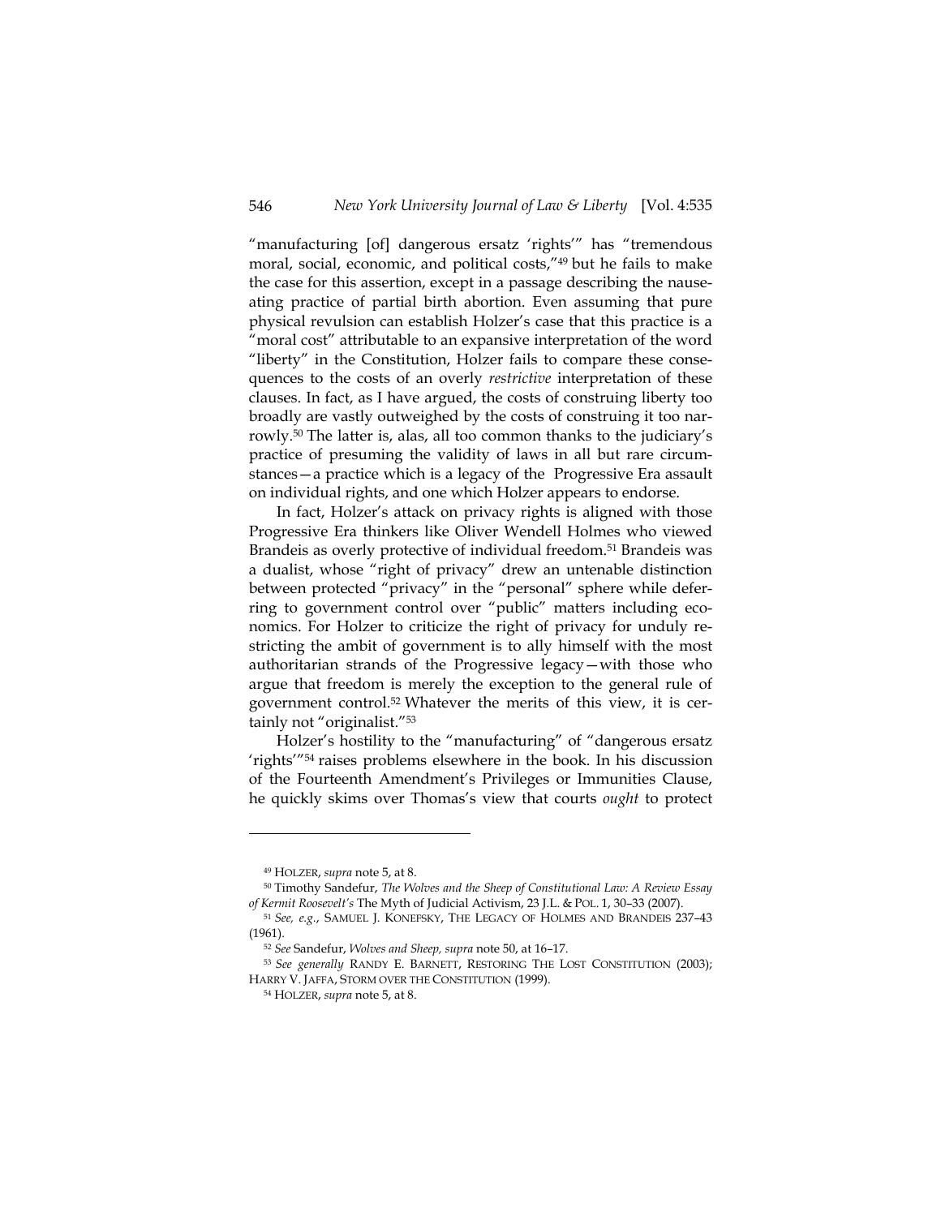"manufacturing [of] dangerous ersatz 'rights'" has "tremendous moral, social, economic, and political costs,"[49] but he fails to make the case for this assertion, except in a passage describing the nauseating practice of partial birth abortion. Even assuming that pure physical revulsion can establish Holzer's case that this practice is a "moral cost" attributable to an expansive interpretation of the word "liberty" in the Constitution, Holzer fails to compare these consequences to the costs of an overly *restrictive* interpretation of these clauses. In fact, as I have argued, the costs of construing liberty too broadly are vastly outweighed by the costs of construing it too narrowly.[50] The latter is, alas, all too common thanks to the judiciary's practice of presuming the validity of laws in all but rare circumstances—a practice which is a legacy of the Progressive Era assault on individual rights, and one which Holzer appears to endorse.

In fact, Holzer's attack on privacy rights is aligned with those Progressive Era thinkers like Oliver Wendell Holmes who viewed Brandeis as overly protective of individual freedom.[51] Brandeis was a dualist, whose "right of privacy" drew an untenable distinction between protected "privacy" in the "personal" sphere while deferring to government control over "public" matters including economics. For Holzer to criticize the right of privacy for unduly restricting the ambit of government is to ally himself with the most authoritarian strands of the Progressive legacy—with those who argue that freedom is merely the exception to the general rule of government control.[52] Whatever the merits of this view, it is certainly not "originalist."[53]

Holzer's hostility to the "manufacturing" of "dangerous ersatz 'rights'"[54] raises problems elsewhere in the book. In his discussion of the Fourteenth Amendment's Privileges or Immunities Clause, he quickly skims over Thomas's view that courts *ought* to protect

---

[49] HOLZER, *supra* note 5, at 8.

[50] Timothy Sandefur, *The Wolves and the Sheep of Constitutional Law: A Review Essay of Kermit Roosevelt's* The Myth of Judicial Activism, 23 J.L. & POL. 1, 30–33 (2007).

[51] *See, e.g.*, SAMUEL J. KONEFSKY, THE LEGACY OF HOLMES AND BRANDEIS 237–43 (1961).

[52] *See* Sandefur, *Wolves and Sheep, supra* note 50, at 16–17.

[53] *See generally* RANDY E. BARNETT, RESTORING THE LOST CONSTITUTION (2003); HARRY V. JAFFA, STORM OVER THE CONSTITUTION (1999).

[54] HOLZER, *supra* note 5, at 8.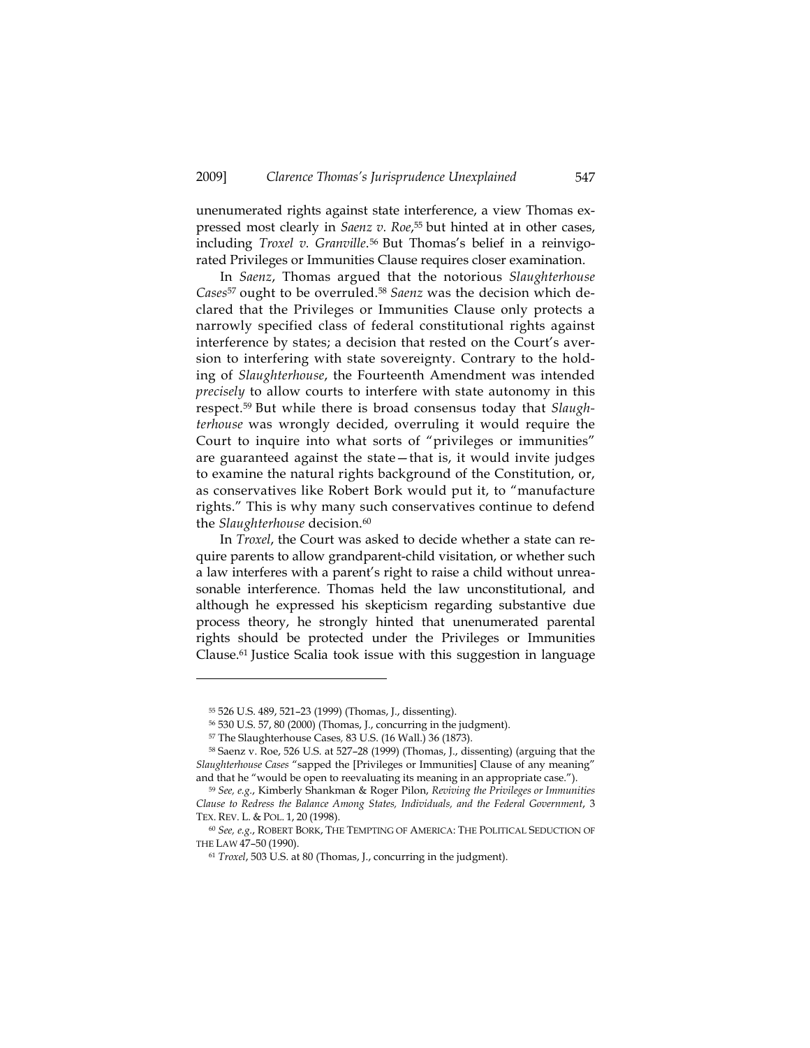unenumerated rights against state interference, a view Thomas expressed most clearly in *Saenz v. Roe*,[55] but hinted at in other cases, including *Troxel v. Granville*.[56] But Thomas's belief in a reinvigorated Privileges or Immunities Clause requires closer examination.

In *Saenz*, Thomas argued that the notorious *Slaughterhouse Cases*[57] ought to be overruled.[58] *Saenz* was the decision which declared that the Privileges or Immunities Clause only protects a narrowly specified class of federal constitutional rights against interference by states; a decision that rested on the Court's aversion to interfering with state sovereignty. Contrary to the holding of *Slaughterhouse*, the Fourteenth Amendment was intended *precisely* to allow courts to interfere with state autonomy in this respect.[59] But while there is broad consensus today that *Slaughterhouse* was wrongly decided, overruling it would require the Court to inquire into what sorts of "privileges or immunities" are guaranteed against the state—that is, it would invite judges to examine the natural rights background of the Constitution, or, as conservatives like Robert Bork would put it, to "manufacture rights." This is why many such conservatives continue to defend the *Slaughterhouse* decision.[60]

In *Troxel*, the Court was asked to decide whether a state can require parents to allow grandparent-child visitation, or whether such a law interferes with a parent's right to raise a child without unreasonable interference. Thomas held the law unconstitutional, and although he expressed his skepticism regarding substantive due process theory, he strongly hinted that unenumerated parental rights should be protected under the Privileges or Immunities Clause.[61] Justice Scalia took issue with this suggestion in language

---

[55] 526 U.S. 489, 521–23 (1999) (Thomas, J., dissenting).

[56] 530 U.S. 57, 80 (2000) (Thomas, J., concurring in the judgment).

[57] The Slaughterhouse Cases, 83 U.S. (16 Wall.) 36 (1873).

[58] Saenz v. Roe, 526 U.S. at 527–28 (1999) (Thomas, J., dissenting) (arguing that the *Slaughterhouse Cases* "sapped the [Privileges or Immunities] Clause of any meaning" and that he "would be open to reevaluating its meaning in an appropriate case.").

[59] *See, e.g.*, Kimberly Shankman & Roger Pilon, *Reviving the Privileges or Immunities Clause to Redress the Balance Among States, Individuals, and the Federal Government*, 3 TEX. REV. L. & POL. 1, 20 (1998).

[60] *See, e.g.*, ROBERT BORK, THE TEMPTING OF AMERICA: THE POLITICAL SEDUCTION OF THE LAW 47–50 (1990).

[61] *Troxel*, 503 U.S. at 80 (Thomas, J., concurring in the judgment).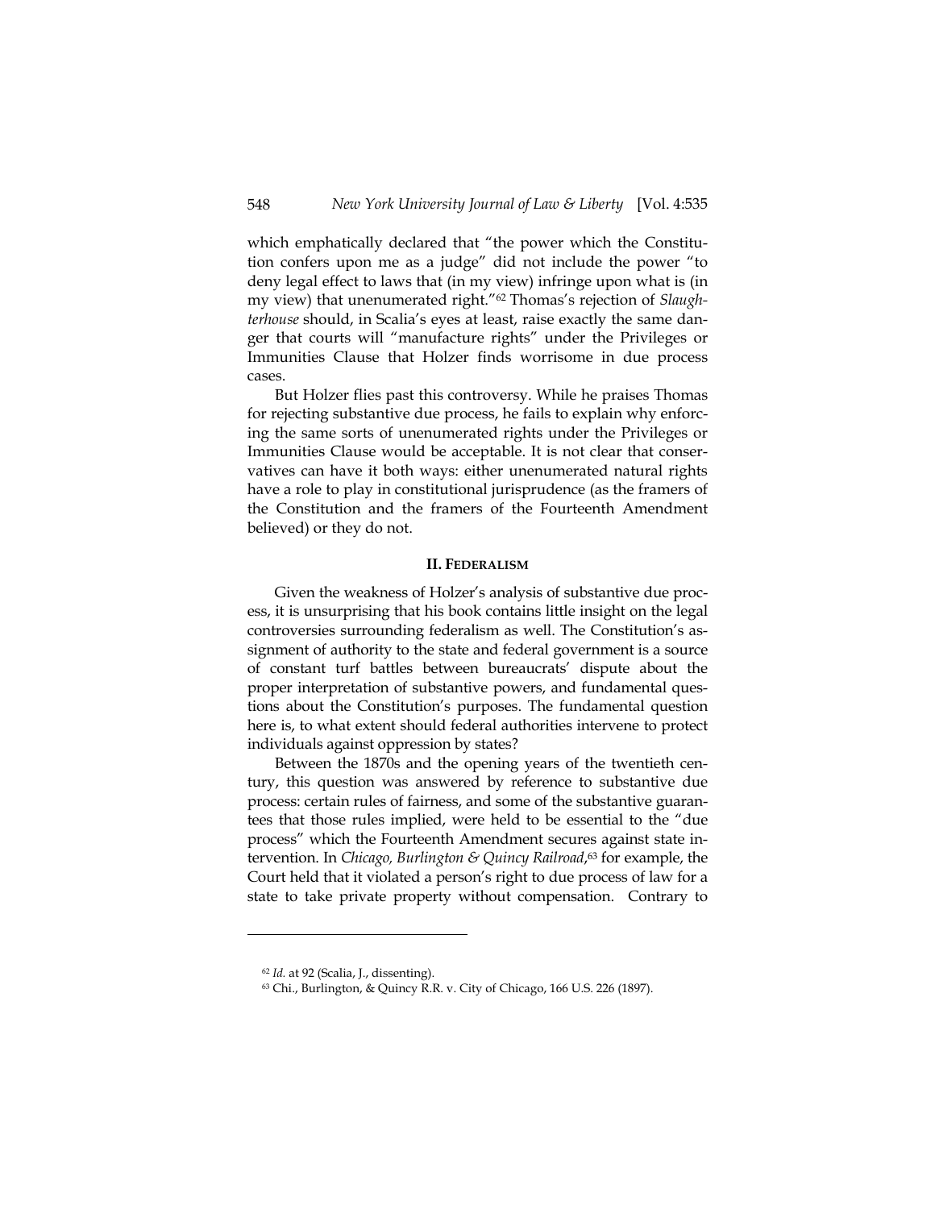which emphatically declared that "the power which the Constitution confers upon me as a judge" did not include the power "to deny legal effect to laws that (in my view) infringe upon what is (in my view) that unenumerated right."[62] Thomas's rejection of *Slaughterhouse* should, in Scalia's eyes at least, raise exactly the same danger that courts will "manufacture rights" under the Privileges or Immunities Clause that Holzer finds worrisome in due process cases.

But Holzer flies past this controversy. While he praises Thomas for rejecting substantive due process, he fails to explain why enforcing the same sorts of unenumerated rights under the Privileges or Immunities Clause would be acceptable. It is not clear that conservatives can have it both ways: either unenumerated natural rights have a role to play in constitutional jurisprudence (as the framers of the Constitution and the framers of the Fourteenth Amendment believed) or they do not.

## II. Federalism

Given the weakness of Holzer's analysis of substantive due process, it is unsurprising that his book contains little insight on the legal controversies surrounding federalism as well. The Constitution's assignment of authority to the state and federal government is a source of constant turf battles between bureaucrats' dispute about the proper interpretation of substantive powers, and fundamental questions about the Constitution's purposes. The fundamental question here is, to what extent should federal authorities intervene to protect individuals against oppression by states?

Between the 1870s and the opening years of the twentieth century, this question was answered by reference to substantive due process: certain rules of fairness, and some of the substantive guarantees that those rules implied, were held to be essential to the "due process" which the Fourteenth Amendment secures against state intervention. In *Chicago, Burlington & Quincy Railroad*,[63] for example, the Court held that it violated a person's right to due process of law for a state to take private property without compensation. Contrary to

---

[62] *Id.* at 92 (Scalia, J., dissenting).

[63] Chi., Burlington, & Quincy R.R. v. City of Chicago, 166 U.S. 226 (1897).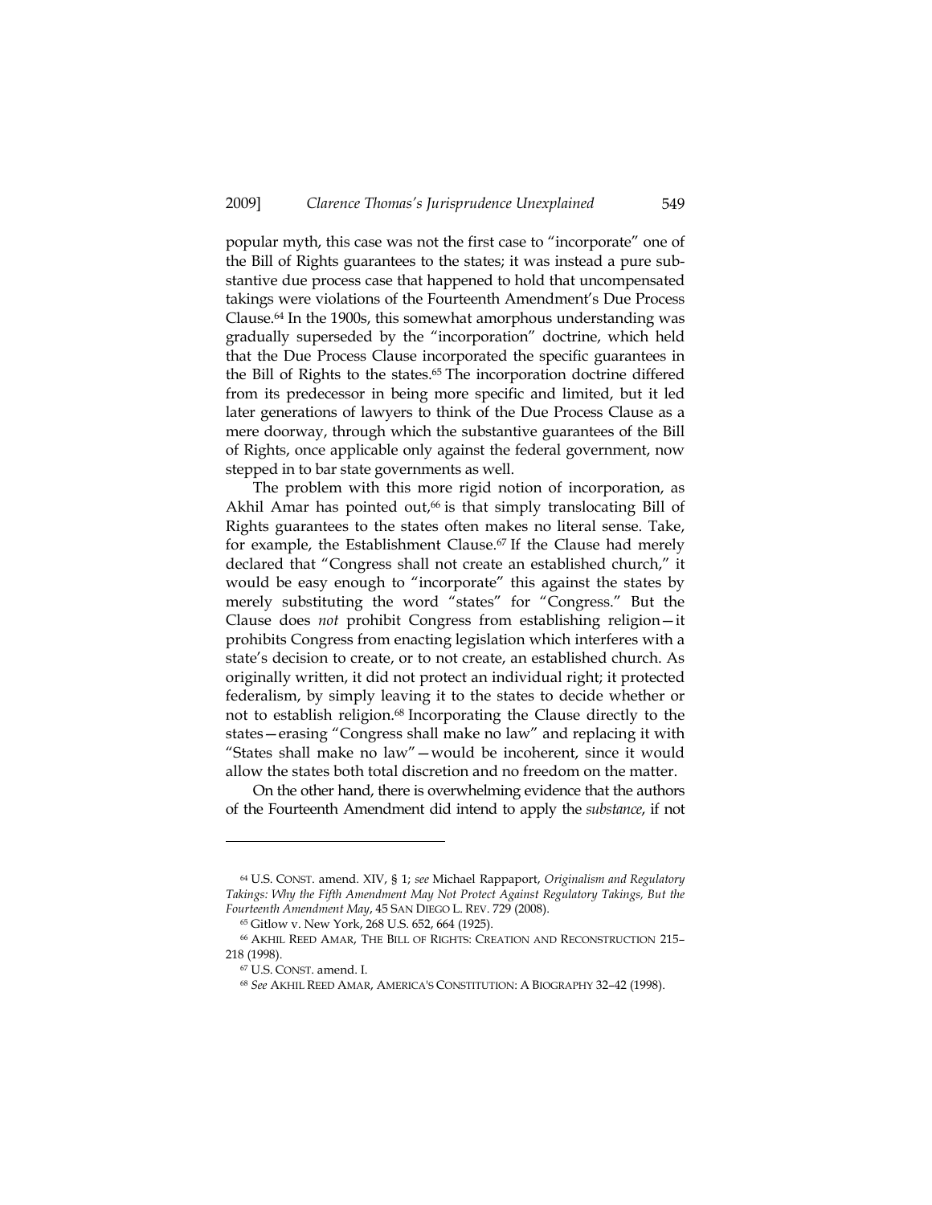popular myth, this case was not the first case to "incorporate" one of the Bill of Rights guarantees to the states; it was instead a pure substantive due process case that happened to hold that uncompensated takings were violations of the Fourteenth Amendment's Due Process Clause.[64] In the 1900s, this somewhat amorphous understanding was gradually superseded by the "incorporation" doctrine, which held that the Due Process Clause incorporated the specific guarantees in the Bill of Rights to the states.[65] The incorporation doctrine differed from its predecessor in being more specific and limited, but it led later generations of lawyers to think of the Due Process Clause as a mere doorway, through which the substantive guarantees of the Bill of Rights, once applicable only against the federal government, now stepped in to bar state governments as well.

The problem with this more rigid notion of incorporation, as Akhil Amar has pointed out,[66] is that simply translocating Bill of Rights guarantees to the states often makes no literal sense. Take, for example, the Establishment Clause.[67] If the Clause had merely declared that "Congress shall not create an established church," it would be easy enough to "incorporate" this against the states by merely substituting the word "states" for "Congress." But the Clause does *not* prohibit Congress from establishing religion—it prohibits Congress from enacting legislation which interferes with a state's decision to create, or to not create, an established church. As originally written, it did not protect an individual right; it protected federalism, by simply leaving it to the states to decide whether or not to establish religion.[68] Incorporating the Clause directly to the states—erasing "Congress shall make no law" and replacing it with "States shall make no law"—would be incoherent, since it would allow the states both total discretion and no freedom on the matter.

On the other hand, there is overwhelming evidence that the authors of the Fourteenth Amendment did intend to apply the *substance*, if not

---

[64] U.S. CONST. amend. XIV, § 1; *see* Michael Rappaport, *Originalism and Regulatory Takings: Why the Fifth Amendment May Not Protect Against Regulatory Takings, But the Fourteenth Amendment May*, 45 SAN DIEGO L. REV. 729 (2008).

[65] Gitlow v. New York, 268 U.S. 652, 664 (1925).

[66] AKHIL REED AMAR, THE BILL OF RIGHTS: CREATION AND RECONSTRUCTION 215–218 (1998).

[67] U.S. CONST. amend. I.

[68] *See* AKHIL REED AMAR, AMERICA'S CONSTITUTION: A BIOGRAPHY 32–42 (1998).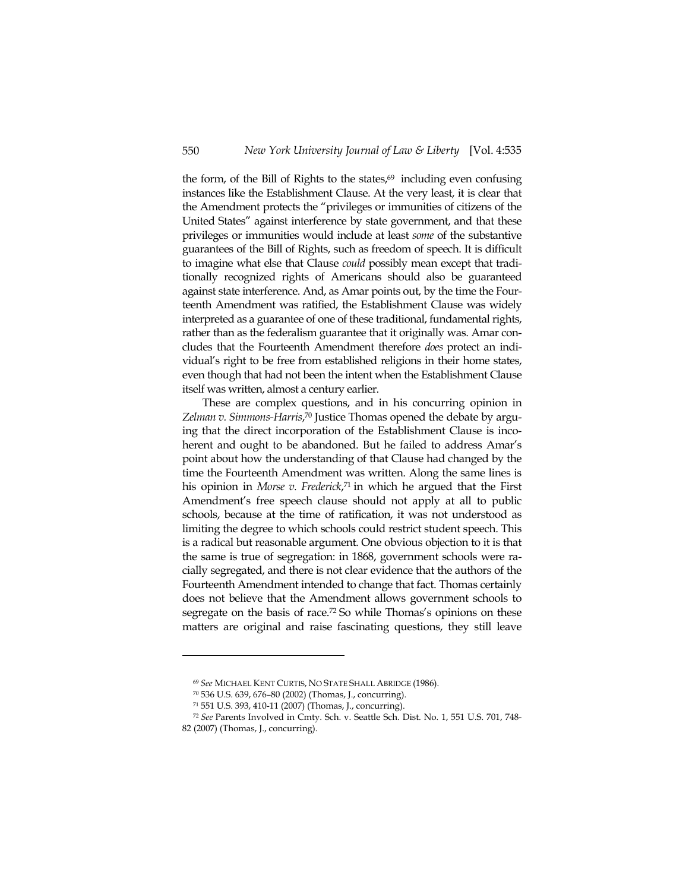the form, of the Bill of Rights to the states,[69] including even confusing instances like the Establishment Clause. At the very least, it is clear that the Amendment protects the "privileges or immunities of citizens of the United States" against interference by state government, and that these privileges or immunities would include at least *some* of the substantive guarantees of the Bill of Rights, such as freedom of speech. It is difficult to imagine what else that Clause *could* possibly mean except that traditionally recognized rights of Americans should also be guaranteed against state interference. And, as Amar points out, by the time the Fourteenth Amendment was ratified, the Establishment Clause was widely interpreted as a guarantee of one of these traditional, fundamental rights, rather than as the federalism guarantee that it originally was. Amar concludes that the Fourteenth Amendment therefore *does* protect an individual's right to be free from established religions in their home states, even though that had not been the intent when the Establishment Clause itself was written, almost a century earlier.

These are complex questions, and in his concurring opinion in *Zelman v. Simmons-Harris*,[70] Justice Thomas opened the debate by arguing that the direct incorporation of the Establishment Clause is incoherent and ought to be abandoned. But he failed to address Amar's point about how the understanding of that Clause had changed by the time the Fourteenth Amendment was written. Along the same lines is his opinion in *Morse v. Frederick*,[71] in which he argued that the First Amendment's free speech clause should not apply at all to public schools, because at the time of ratification, it was not understood as limiting the degree to which schools could restrict student speech. This is a radical but reasonable argument. One obvious objection to it is that the same is true of segregation: in 1868, government schools were racially segregated, and there is not clear evidence that the authors of the Fourteenth Amendment intended to change that fact. Thomas certainly does not believe that the Amendment allows government schools to segregate on the basis of race.[72] So while Thomas's opinions on these matters are original and raise fascinating questions, they still leave

---

[69] *See* MICHAEL KENT CURTIS, NO STATE SHALL ABRIDGE (1986).

[70] 536 U.S. 639, 676–80 (2002) (Thomas, J., concurring).

[71] 551 U.S. 393, 410-11 (2007) (Thomas, J., concurring).

[72] *See* Parents Involved in Cmty. Sch. v. Seattle Sch. Dist. No. 1, 551 U.S. 701, 748-82 (2007) (Thomas, J., concurring).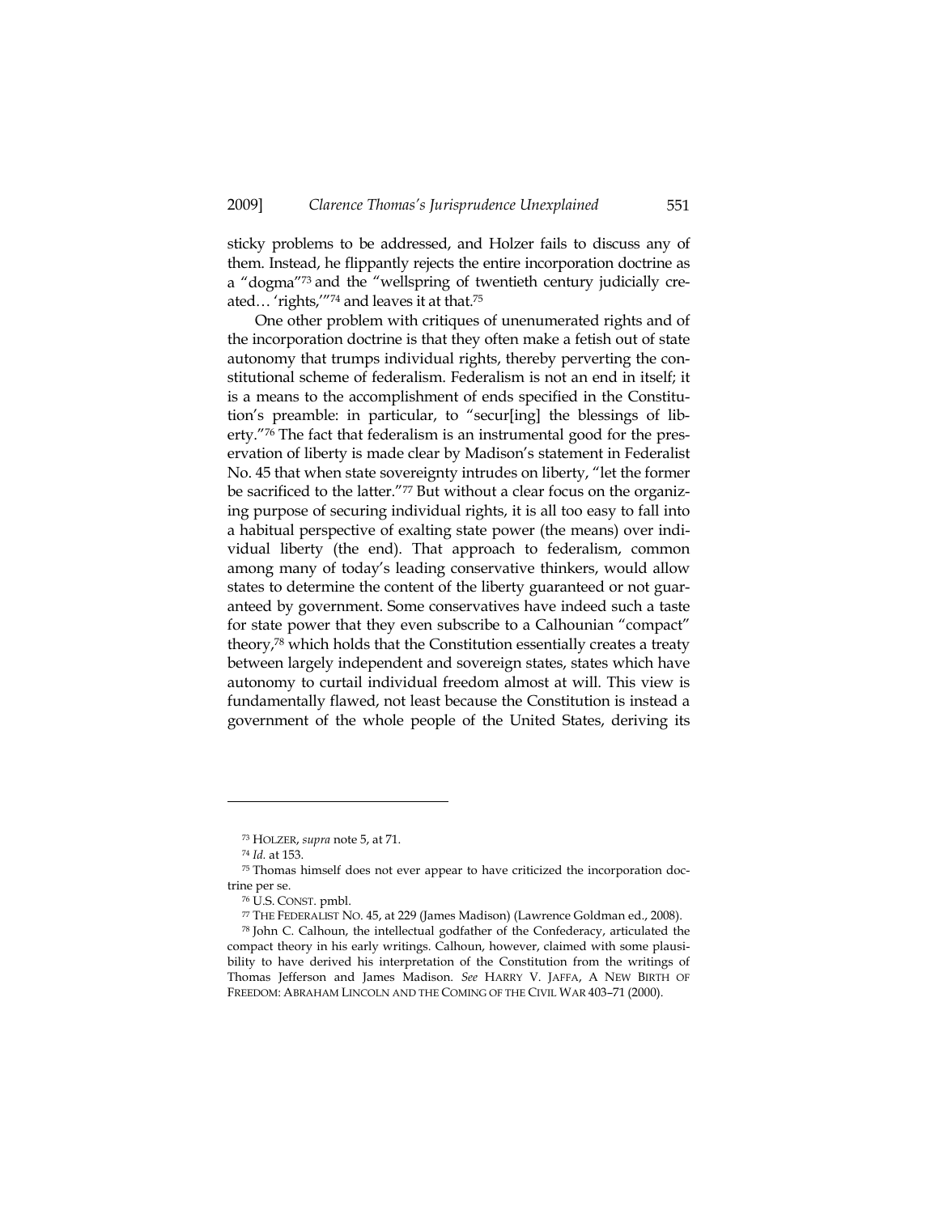sticky problems to be addressed, and Holzer fails to discuss any of them. Instead, he flippantly rejects the entire incorporation doctrine as a "dogma"[73] and the "wellspring of twentieth century judicially created… 'rights,'"[74] and leaves it at that.[75]

One other problem with critiques of unenumerated rights and of the incorporation doctrine is that they often make a fetish out of state autonomy that trumps individual rights, thereby perverting the constitutional scheme of federalism. Federalism is not an end in itself; it is a means to the accomplishment of ends specified in the Constitution's preamble: in particular, to "secur[ing] the blessings of liberty."[76] The fact that federalism is an instrumental good for the preservation of liberty is made clear by Madison's statement in Federalist No. 45 that when state sovereignty intrudes on liberty, "let the former be sacrificed to the latter."[77] But without a clear focus on the organizing purpose of securing individual rights, it is all too easy to fall into a habitual perspective of exalting state power (the means) over individual liberty (the end). That approach to federalism, common among many of today's leading conservative thinkers, would allow states to determine the content of the liberty guaranteed or not guaranteed by government. Some conservatives have indeed such a taste for state power that they even subscribe to a Calhounian "compact" theory,[78] which holds that the Constitution essentially creates a treaty between largely independent and sovereign states, states which have autonomy to curtail individual freedom almost at will. This view is fundamentally flawed, not least because the Constitution is instead a government of the whole people of the United States, deriving its

---

[73] HOLZER, *supra* note 5, at 71.

[74] *Id.* at 153.

[75] Thomas himself does not ever appear to have criticized the incorporation doctrine per se.

[76] U.S. CONST. pmbl.

[77] THE FEDERALIST NO. 45, at 229 (James Madison) (Lawrence Goldman ed., 2008).

[78] John C. Calhoun, the intellectual godfather of the Confederacy, articulated the compact theory in his early writings. Calhoun, however, claimed with some plausibility to have derived his interpretation of the Constitution from the writings of Thomas Jefferson and James Madison. *See* HARRY V. JAFFA, A NEW BIRTH OF FREEDOM: ABRAHAM LINCOLN AND THE COMING OF THE CIVIL WAR 403–71 (2000).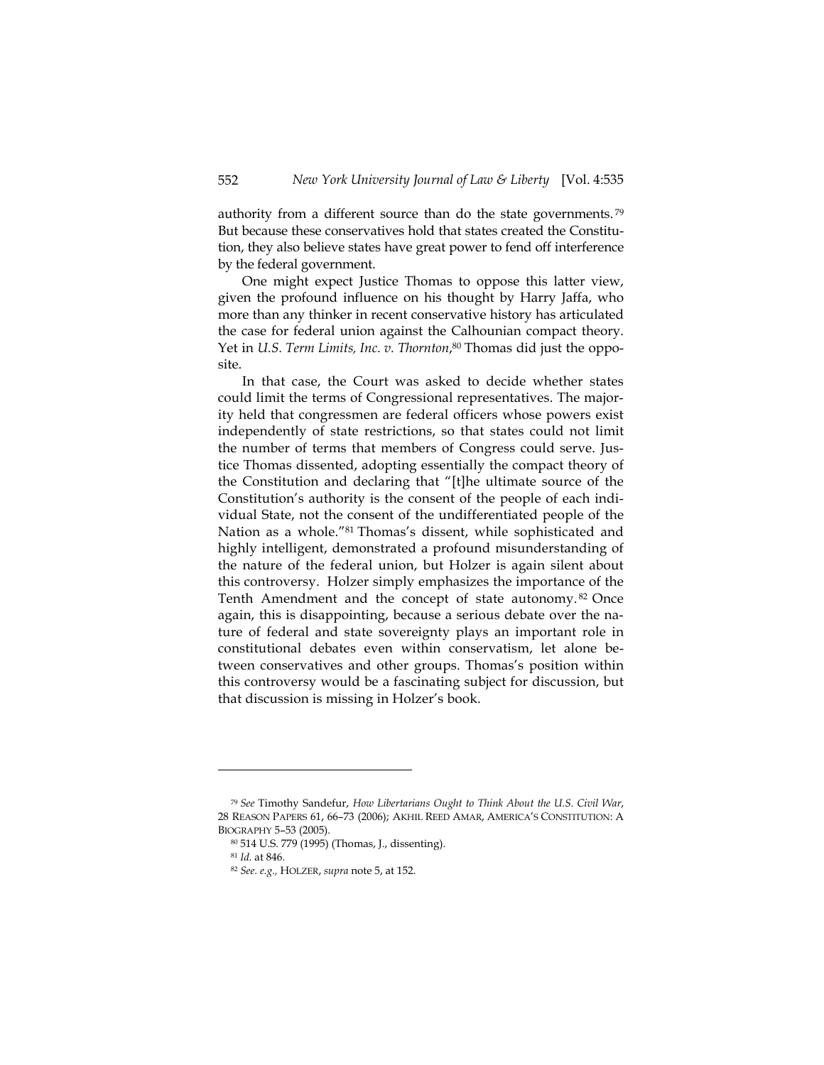authority from a different source than do the state governments.[79] But because these conservatives hold that states created the Constitution, they also believe states have great power to fend off interference by the federal government.

One might expect Justice Thomas to oppose this latter view, given the profound influence on his thought by Harry Jaffa, who more than any thinker in recent conservative history has articulated the case for federal union against the Calhounian compact theory. Yet in *U.S. Term Limits, Inc. v. Thornton*,[80] Thomas did just the opposite.

In that case, the Court was asked to decide whether states could limit the terms of Congressional representatives. The majority held that congressmen are federal officers whose powers exist independently of state restrictions, so that states could not limit the number of terms that members of Congress could serve. Justice Thomas dissented, adopting essentially the compact theory of the Constitution and declaring that "[t]he ultimate source of the Constitution's authority is the consent of the people of each individual State, not the consent of the undifferentiated people of the Nation as a whole."[81] Thomas's dissent, while sophisticated and highly intelligent, demonstrated a profound misunderstanding of the nature of the federal union, but Holzer is again silent about this controversy. Holzer simply emphasizes the importance of the Tenth Amendment and the concept of state autonomy.[82] Once again, this is disappointing, because a serious debate over the nature of federal and state sovereignty plays an important role in constitutional debates even within conservatism, let alone between conservatives and other groups. Thomas's position within this controversy would be a fascinating subject for discussion, but that discussion is missing in Holzer's book.

---

[79] *See* Timothy Sandefur, *How Libertarians Ought to Think About the U.S. Civil War*, 28 REASON PAPERS 61, 66–73 (2006); AKHIL REED AMAR, AMERICA'S CONSTITUTION: A BIOGRAPHY 5–53 (2005).

[80] 514 U.S. 779 (1995) (Thomas, J., dissenting).

[81] *Id.* at 846.

[82] *See. e.g.,* HOLZER, *supra* note 5, at 152.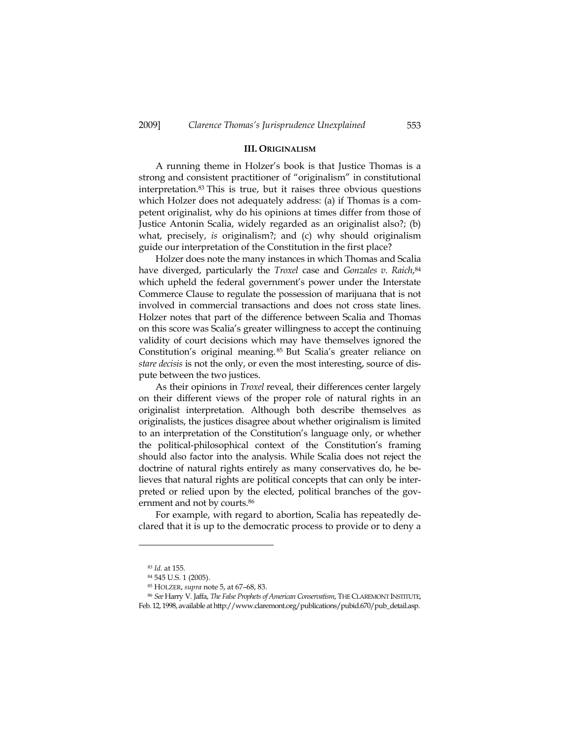## III. ORIGINALISM

A running theme in Holzer's book is that Justice Thomas is a strong and consistent practitioner of "originalism" in constitutional interpretation.[83] This is true, but it raises three obvious questions which Holzer does not adequately address: (a) if Thomas is a competent originalist, why do his opinions at times differ from those of Justice Antonin Scalia, widely regarded as an originalist also?; (b) what, precisely, *is* originalism?; and (c) why should originalism guide our interpretation of the Constitution in the first place?

Holzer does note the many instances in which Thomas and Scalia have diverged, particularly the *Troxel* case and *Gonzales v. Raich*,[84] which upheld the federal government's power under the Interstate Commerce Clause to regulate the possession of marijuana that is not involved in commercial transactions and does not cross state lines. Holzer notes that part of the difference between Scalia and Thomas on this score was Scalia's greater willingness to accept the continuing validity of court decisions which may have themselves ignored the Constitution's original meaning.[85] But Scalia's greater reliance on *stare decisis* is not the only, or even the most interesting, source of dispute between the two justices.

As their opinions in *Troxel* reveal, their differences center largely on their different views of the proper role of natural rights in an originalist interpretation. Although both describe themselves as originalists, the justices disagree about whether originalism is limited to an interpretation of the Constitution's language only, or whether the political-philosophical context of the Constitution's framing should also factor into the analysis. While Scalia does not reject the doctrine of natural rights entirely as many conservatives do, he believes that natural rights are political concepts that can only be interpreted or relied upon by the elected, political branches of the government and not by courts.[86]

For example, with regard to abortion, Scalia has repeatedly declared that it is up to the democratic process to provide or to deny a

---

[83] *Id.* at 155.

[84] 545 U.S. 1 (2005).

[85] HOLZER, *supra* note 5, at 67–68, 83.

[86] *See* Harry V. Jaffa, *The False Prophets of American Conservatism*, THE CLAREMONT INSTITUTE, Feb. 12, 1998, available at http://www.claremont.org/publications/pubid.670/pub_detail.asp.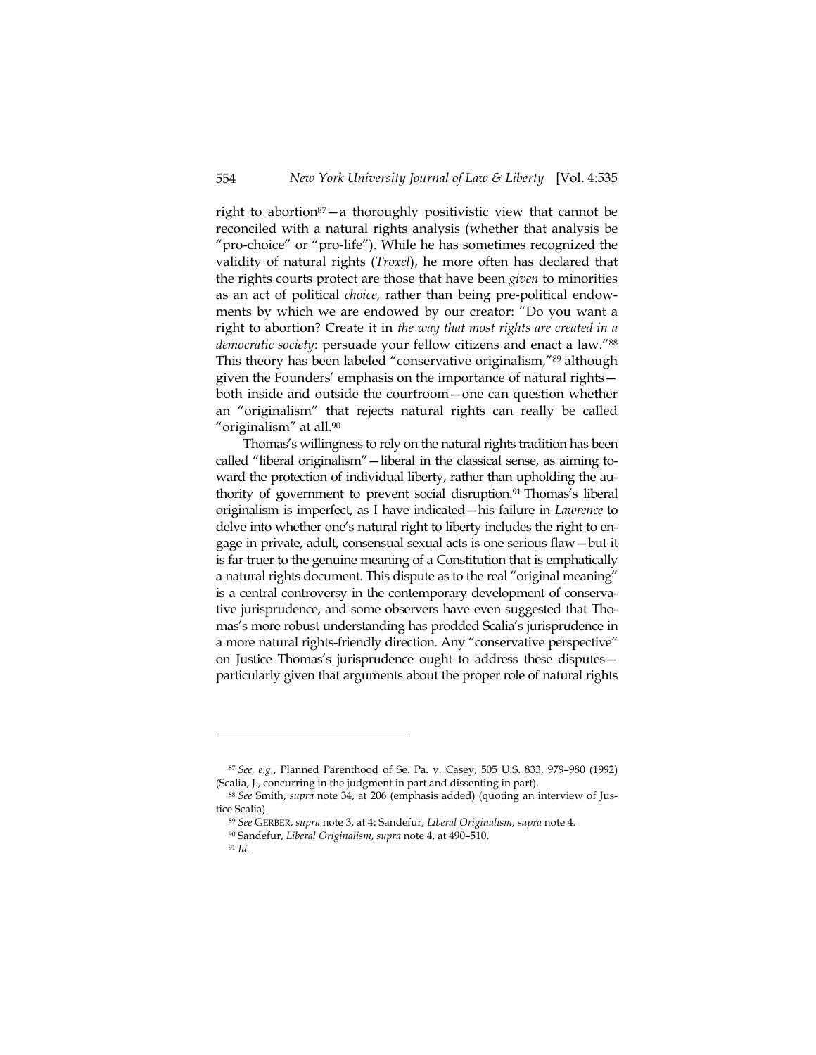right to abortion[87]—a thoroughly positivistic view that cannot be reconciled with a natural rights analysis (whether that analysis be "pro-choice" or "pro-life"). While he has sometimes recognized the validity of natural rights (*Troxel*), he more often has declared that the rights courts protect are those that have been *given* to minorities as an act of political *choice*, rather than being pre-political endowments by which we are endowed by our creator: "Do you want a right to abortion? Create it in *the way that most rights are created in a democratic society*: persuade your fellow citizens and enact a law."[88] This theory has been labeled "conservative originalism,"[89] although given the Founders' emphasis on the importance of natural rights—both inside and outside the courtroom—one can question whether an "originalism" that rejects natural rights can really be called "originalism" at all.[90]

Thomas's willingness to rely on the natural rights tradition has been called "liberal originalism"—liberal in the classical sense, as aiming toward the protection of individual liberty, rather than upholding the authority of government to prevent social disruption.[91] Thomas's liberal originalism is imperfect, as I have indicated—his failure in *Lawrence* to delve into whether one's natural right to liberty includes the right to engage in private, adult, consensual sexual acts is one serious flaw—but it is far truer to the genuine meaning of a Constitution that is emphatically a natural rights document. This dispute as to the real "original meaning" is a central controversy in the contemporary development of conservative jurisprudence, and some observers have even suggested that Thomas's more robust understanding has prodded Scalia's jurisprudence in a more natural rights-friendly direction. Any "conservative perspective" on Justice Thomas's jurisprudence ought to address these disputes—particularly given that arguments about the proper role of natural rights

---

[87] *See, e.g.*, Planned Parenthood of Se. Pa. v. Casey, 505 U.S. 833, 979–980 (1992) (Scalia, J., concurring in the judgment in part and dissenting in part).

[88] *See* Smith, *supra* note 34, at 206 (emphasis added) (quoting an interview of Justice Scalia).

[89] *See* GERBER, *supra* note 3, at 4; Sandefur, *Liberal Originalism*, *supra* note 4.

[90] Sandefur, *Liberal Originalism*, *supra* note 4, at 490–510.

[91] *Id.*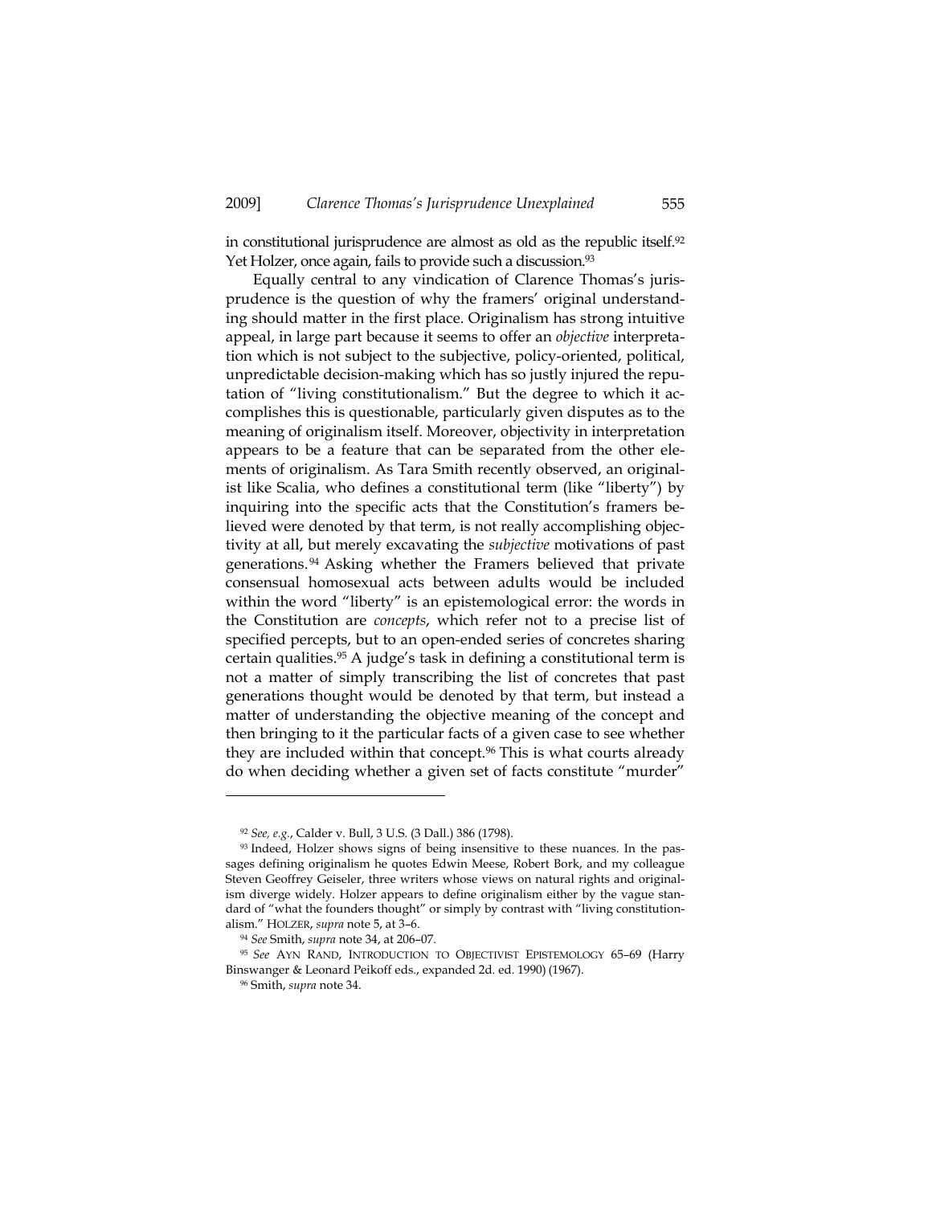in constitutional jurisprudence are almost as old as the republic itself.[92] Yet Holzer, once again, fails to provide such a discussion.[93]

Equally central to any vindication of Clarence Thomas's jurisprudence is the question of why the framers' original understanding should matter in the first place. Originalism has strong intuitive appeal, in large part because it seems to offer an *objective* interpretation which is not subject to the subjective, policy-oriented, political, unpredictable decision-making which has so justly injured the reputation of "living constitutionalism." But the degree to which it accomplishes this is questionable, particularly given disputes as to the meaning of originalism itself. Moreover, objectivity in interpretation appears to be a feature that can be separated from the other elements of originalism. As Tara Smith recently observed, an originalist like Scalia, who defines a constitutional term (like "liberty") by inquiring into the specific acts that the Constitution's framers believed were denoted by that term, is not really accomplishing objectivity at all, but merely excavating the *subjective* motivations of past generations.[94] Asking whether the Framers believed that private consensual homosexual acts between adults would be included within the word "liberty" is an epistemological error: the words in the Constitution are *concepts*, which refer not to a precise list of specified percepts, but to an open-ended series of concretes sharing certain qualities.[95] A judge's task in defining a constitutional term is not a matter of simply transcribing the list of concretes that past generations thought would be denoted by that term, but instead a matter of understanding the objective meaning of the concept and then bringing to it the particular facts of a given case to see whether they are included within that concept.[96] This is what courts already do when deciding whether a given set of facts constitute "murder"

---

[92] *See, e.g.*, Calder v. Bull, 3 U.S. (3 Dall.) 386 (1798).

[93] Indeed, Holzer shows signs of being insensitive to these nuances. In the passages defining originalism he quotes Edwin Meese, Robert Bork, and my colleague Steven Geoffrey Geiseler, three writers whose views on natural rights and originalism diverge widely. Holzer appears to define originalism either by the vague standard of "what the founders thought" or simply by contrast with "living constitutionalism." HOLZER, *supra* note 5, at 3–6.

[94] *See* Smith, *supra* note 34, at 206–07.

[95] *See* AYN RAND, INTRODUCTION TO OBJECTIVIST EPISTEMOLOGY 65–69 (Harry Binswanger & Leonard Peikoff eds., expanded 2d. ed. 1990) (1967).

[96] Smith, *supra* note 34.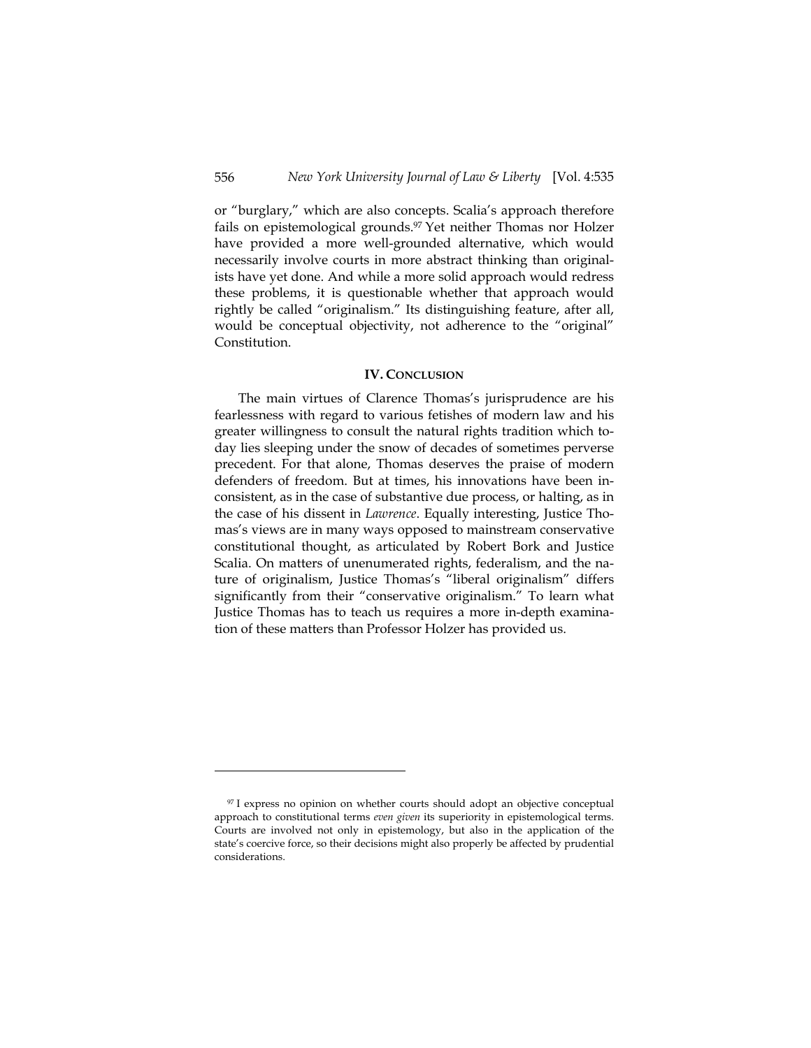or "burglary," which are also concepts. Scalia's approach therefore fails on epistemological grounds.[97] Yet neither Thomas nor Holzer have provided a more well-grounded alternative, which would necessarily involve courts in more abstract thinking than originalists have yet done. And while a more solid approach would redress these problems, it is questionable whether that approach would rightly be called "originalism." Its distinguishing feature, after all, would be conceptual objectivity, not adherence to the "original" Constitution.

## IV. Conclusion

The main virtues of Clarence Thomas's jurisprudence are his fearlessness with regard to various fetishes of modern law and his greater willingness to consult the natural rights tradition which today lies sleeping under the snow of decades of sometimes perverse precedent. For that alone, Thomas deserves the praise of modern defenders of freedom. But at times, his innovations have been inconsistent, as in the case of substantive due process, or halting, as in the case of his dissent in *Lawrence*. Equally interesting, Justice Thomas's views are in many ways opposed to mainstream conservative constitutional thought, as articulated by Robert Bork and Justice Scalia. On matters of unenumerated rights, federalism, and the nature of originalism, Justice Thomas's "liberal originalism" differs significantly from their "conservative originalism." To learn what Justice Thomas has to teach us requires a more in-depth examination of these matters than Professor Holzer has provided us.

---

[97] I express no opinion on whether courts should adopt an objective conceptual approach to constitutional terms *even given* its superiority in epistemological terms. Courts are involved not only in epistemology, but also in the application of the state's coercive force, so their decisions might also properly be affected by prudential considerations.